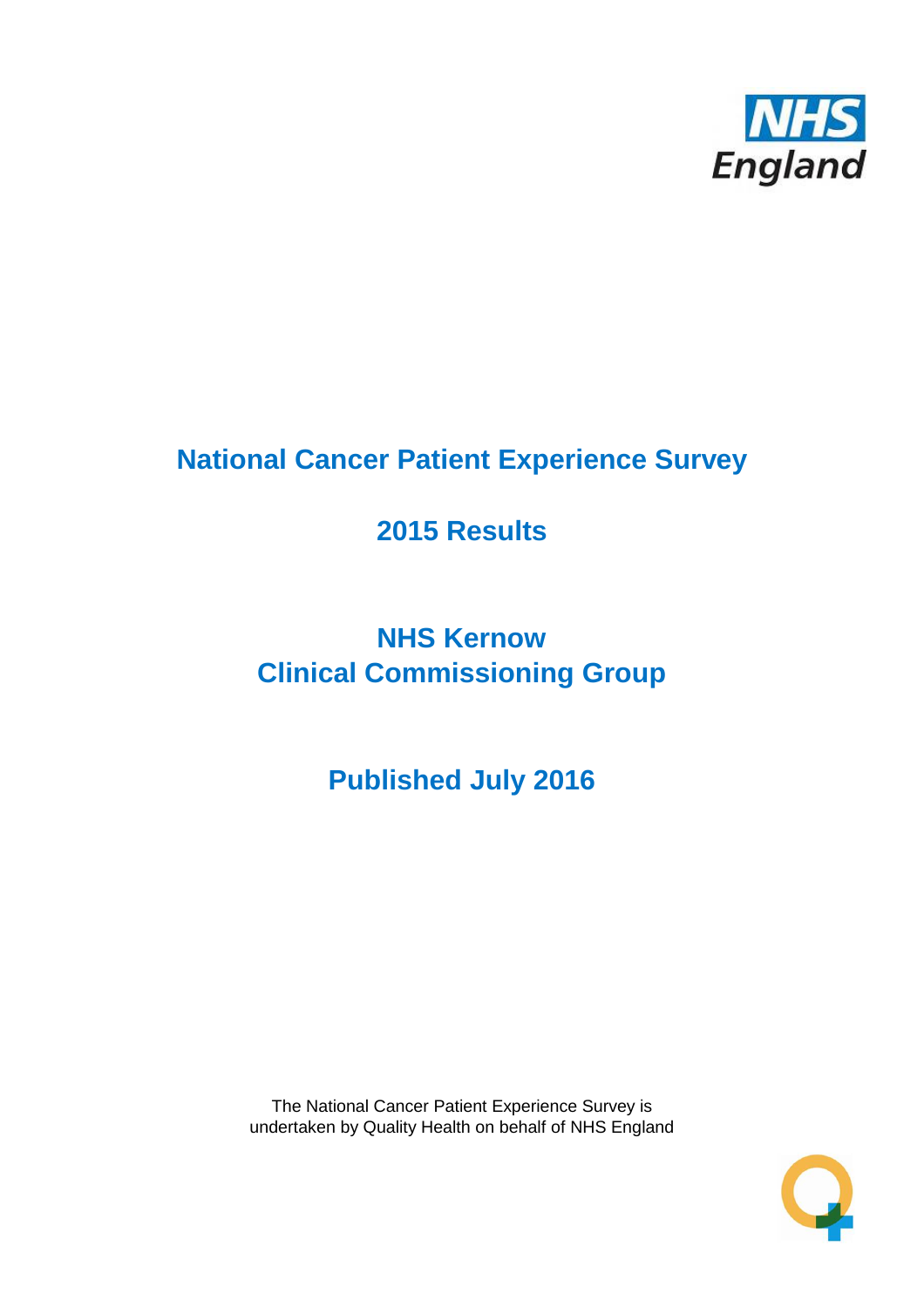NHS England

# National Cancer Patient Experience Survey

## 2015 Results

## NHS Kernow Clinical Commissioning Group

## Published July 2016

The National Cancer Patient Experience Survey is undertaken by Quality Health on behalf of NHS England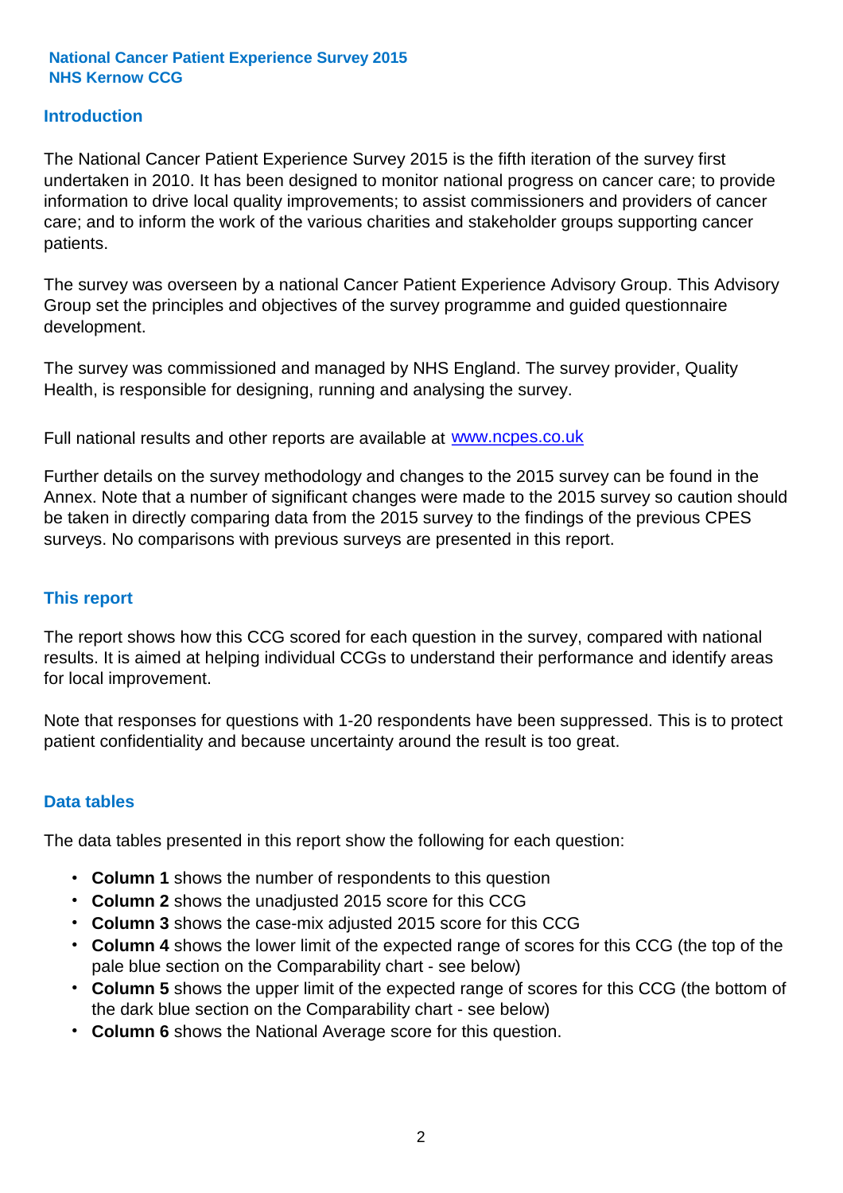**National Cancer Patient Experience Survey 2015**
**NHS Kernow CCG**

## Introduction

The National Cancer Patient Experience Survey 2015 is the fifth iteration of the survey first undertaken in 2010. It has been designed to monitor national progress on cancer care; to provide information to drive local quality improvements; to assist commissioners and providers of cancer care; and to inform the work of the various charities and stakeholder groups supporting cancer patients.

The survey was overseen by a national Cancer Patient Experience Advisory Group. This Advisory Group set the principles and objectives of the survey programme and guided questionnaire development.

The survey was commissioned and managed by NHS England. The survey provider, Quality Health, is responsible for designing, running and analysing the survey.

Full national results and other reports are available at www.ncpes.co.uk

Further details on the survey methodology and changes to the 2015 survey can be found in the Annex. Note that a number of significant changes were made to the 2015 survey so caution should be taken in directly comparing data from the 2015 survey to the findings of the previous CPES surveys. No comparisons with previous surveys are presented in this report.

## This report

The report shows how this CCG scored for each question in the survey, compared with national results. It is aimed at helping individual CCGs to understand their performance and identify areas for local improvement.

Note that responses for questions with 1-20 respondents have been suppressed. This is to protect patient confidentiality and because uncertainty around the result is too great.

## Data tables

The data tables presented in this report show the following for each question:

- **Column 1** shows the number of respondents to this question
- **Column 2** shows the unadjusted 2015 score for this CCG
- **Column 3** shows the case-mix adjusted 2015 score for this CCG
- **Column 4** shows the lower limit of the expected range of scores for this CCG (the top of the pale blue section on the Comparability chart - see below)
- **Column 5** shows the upper limit of the expected range of scores for this CCG (the bottom of the dark blue section on the Comparability chart - see below)
- **Column 6** shows the National Average score for this question.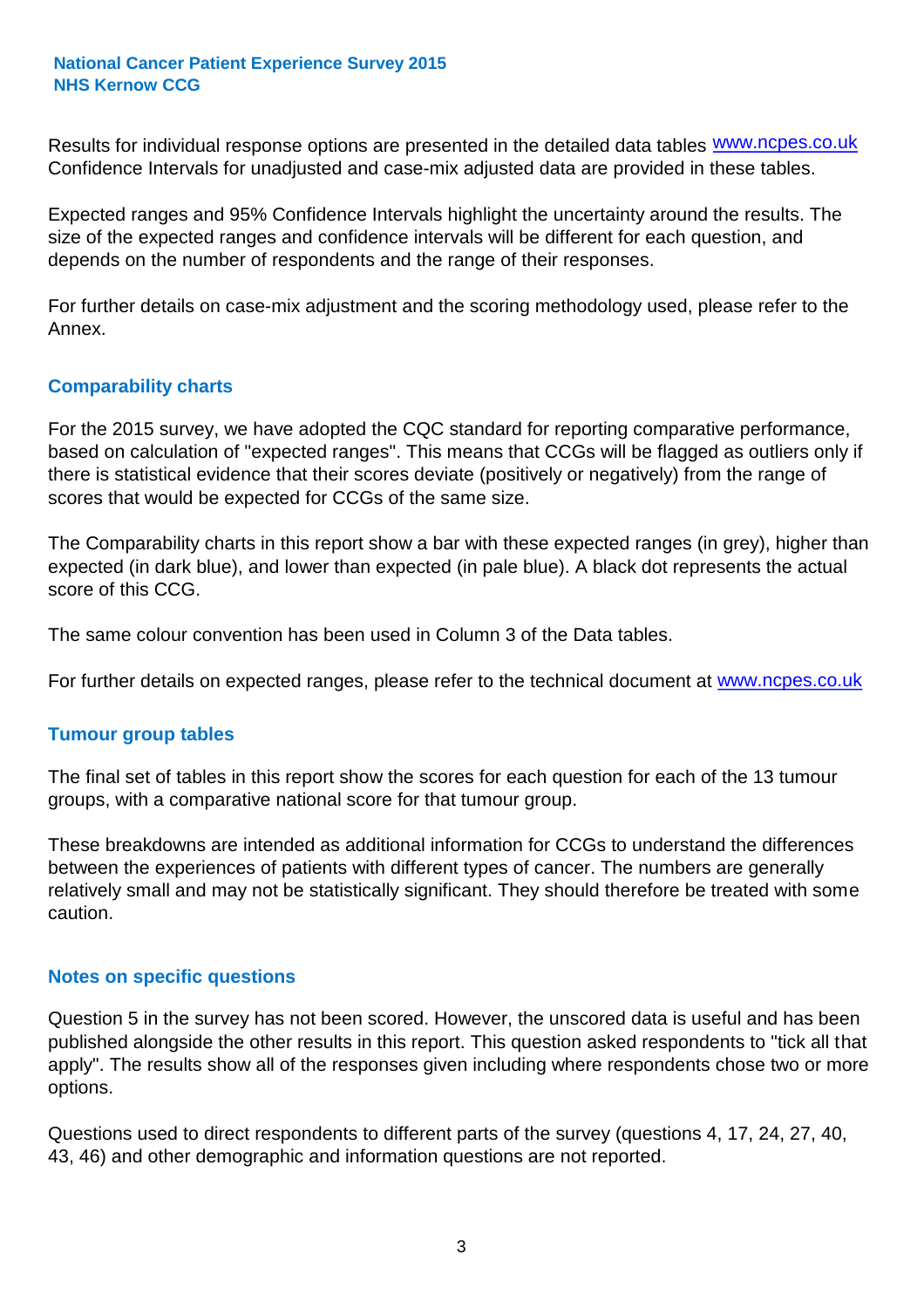Results for individual response options are presented in the detailed data tables www.ncpes.co.uk Confidence Intervals for unadjusted and case-mix adjusted data are provided in these tables.

Expected ranges and 95% Confidence Intervals highlight the uncertainty around the results. The size of the expected ranges and confidence intervals will be different for each question, and depends on the number of respondents and the range of their responses.

For further details on case-mix adjustment and the scoring methodology used, please refer to the Annex.

## Comparability charts

For the 2015 survey, we have adopted the CQC standard for reporting comparative performance, based on calculation of "expected ranges". This means that CCGs will be flagged as outliers only if there is statistical evidence that their scores deviate (positively or negatively) from the range of scores that would be expected for CCGs of the same size.

The Comparability charts in this report show a bar with these expected ranges (in grey), higher than expected (in dark blue), and lower than expected (in pale blue). A black dot represents the actual score of this CCG.

The same colour convention has been used in Column 3 of the Data tables.

For further details on expected ranges, please refer to the technical document at www.ncpes.co.uk

## Tumour group tables

The final set of tables in this report show the scores for each question for each of the 13 tumour groups, with a comparative national score for that tumour group.

These breakdowns are intended as additional information for CCGs to understand the differences between the experiences of patients with different types of cancer. The numbers are generally relatively small and may not be statistically significant. They should therefore be treated with some caution.

## Notes on specific questions

Question 5 in the survey has not been scored. However, the unscored data is useful and has been published alongside the other results in this report. This question asked respondents to "tick all that apply". The results show all of the responses given including where respondents chose two or more options.

Questions used to direct respondents to different parts of the survey (questions 4, 17, 24, 27, 40, 43, 46) and other demographic and information questions are not reported.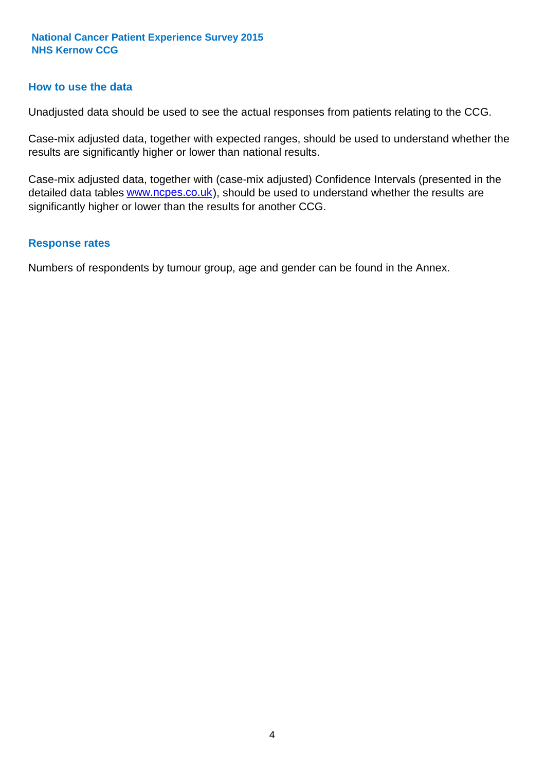## How to use the data

Unadjusted data should be used to see the actual responses from patients relating to the CCG.

Case-mix adjusted data, together with expected ranges, should be used to understand whether the results are significantly higher or lower than national results.

Case-mix adjusted data, together with (case-mix adjusted) Confidence Intervals (presented in the detailed data tables www.ncpes.co.uk), should be used to understand whether the results are significantly higher or lower than the results for another CCG.

## Response rates

Numbers of respondents by tumour group, age and gender can be found in the Annex.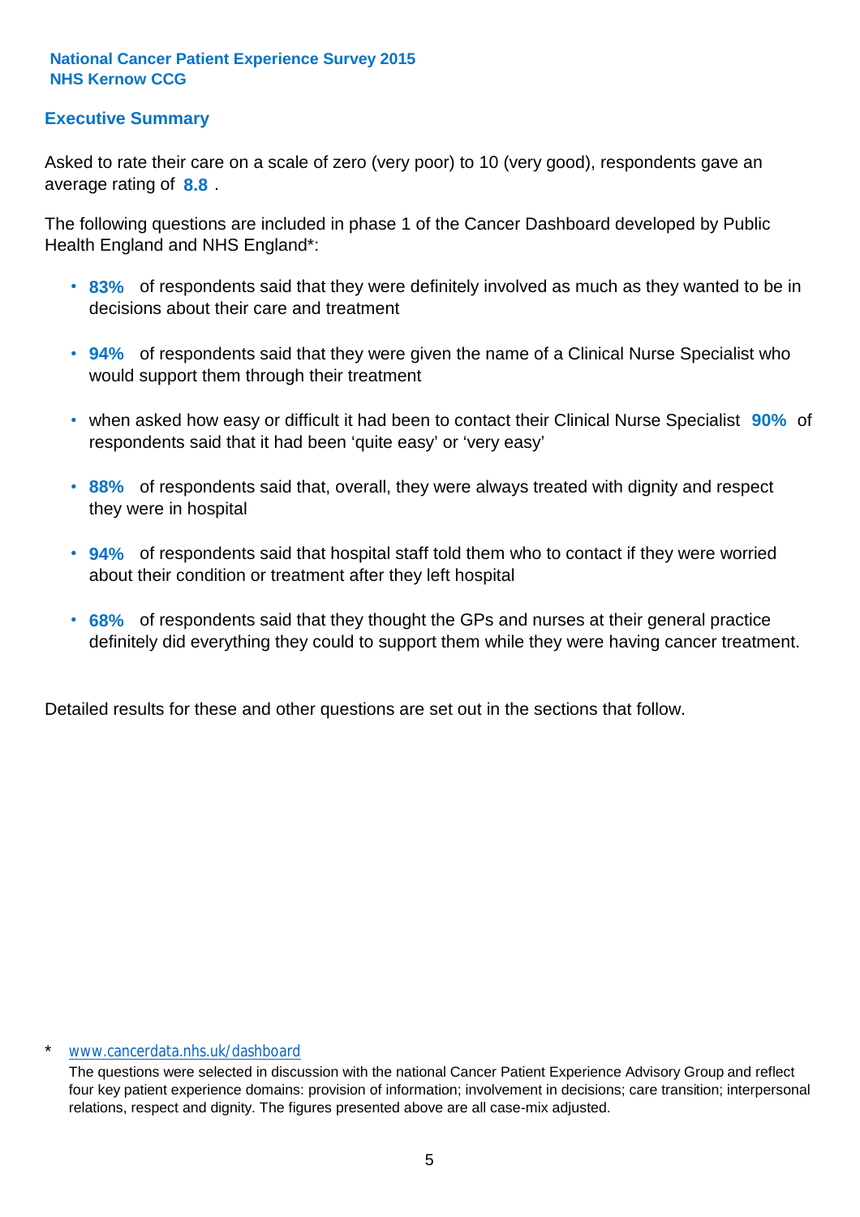**National Cancer Patient Experience Survey 2015**
**NHS Kernow CCG**

## Executive Summary

Asked to rate their care on a scale of zero (very poor) to 10 (very good), respondents gave an average rating of **8.8** .

The following questions are included in phase 1 of the Cancer Dashboard developed by Public Health England and NHS England*:

- **83%** of respondents said that they were definitely involved as much as they wanted to be in decisions about their care and treatment
- **94%** of respondents said that they were given the name of a Clinical Nurse Specialist who would support them through their treatment
- when asked how easy or difficult it had been to contact their Clinical Nurse Specialist **90%** of respondents said that it had been 'quite easy' or 'very easy'
- **88%** of respondents said that, overall, they were always treated with dignity and respect they were in hospital
- **94%** of respondents said that hospital staff told them who to contact if they were worried about their condition or treatment after they left hospital
- **68%** of respondents said that they thought the GPs and nurses at their general practice definitely did everything they could to support them while they were having cancer treatment.

Detailed results for these and other questions are set out in the sections that follow.

\* www.cancerdata.nhs.uk/dashboard

The questions were selected in discussion with the national Cancer Patient Experience Advisory Group and reflect four key patient experience domains: provision of information; involvement in decisions; care transition; interpersonal relations, respect and dignity. The figures presented above are all case-mix adjusted.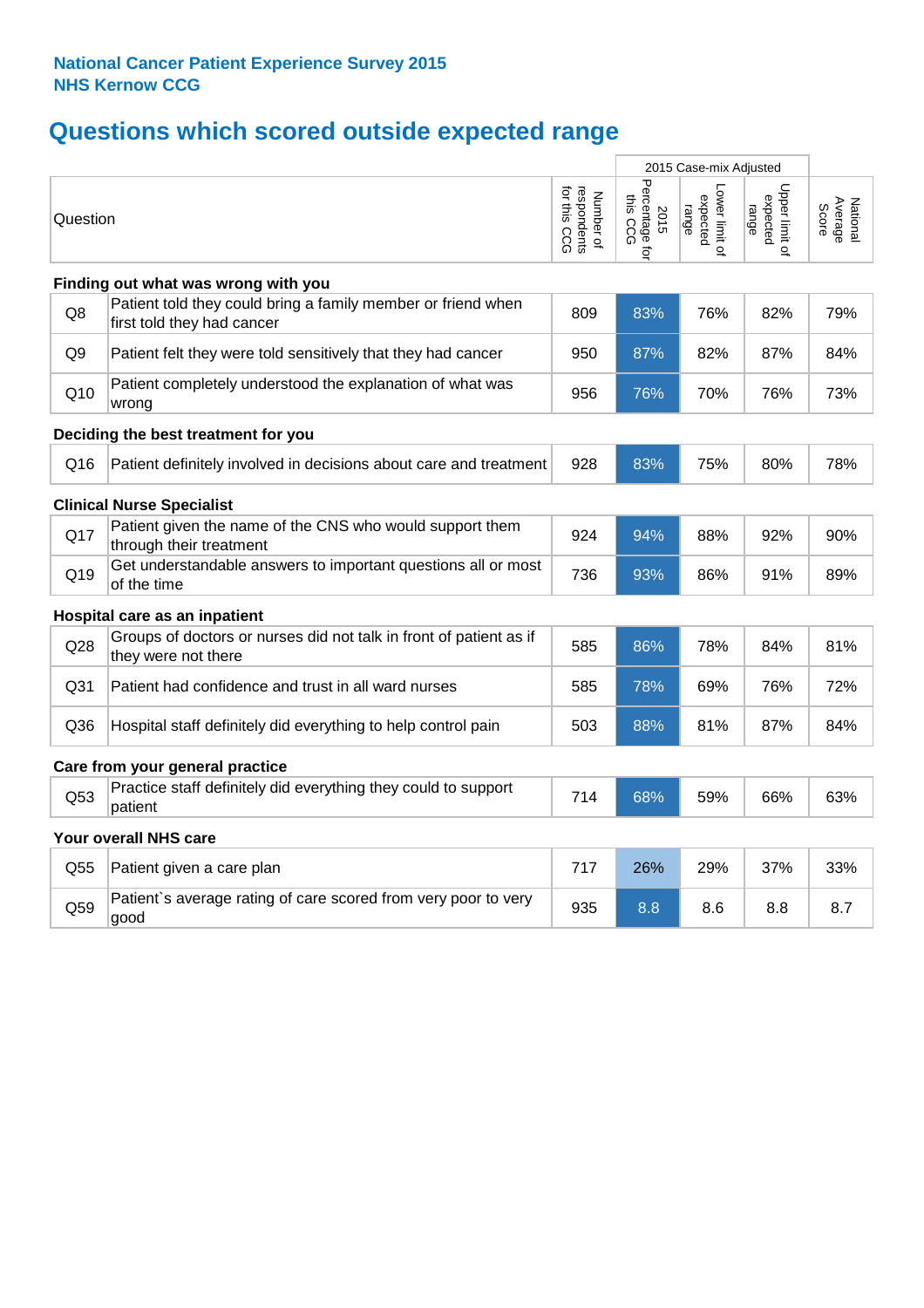**National Cancer Patient Experience Survey 2015**
**NHS Kernow CCG**

# Questions which scored outside expected range

| | Question | Number of respondents for this CCG | 2015 Case-mix Adjusted: 2015 Percentage for this CCG | 2015 Case-mix Adjusted: Lower limit of expected range | 2015 Case-mix Adjusted: Upper limit of expected range | National Average Score |
|---|---|---|---|---|---|---|
| **Finding out what was wrong with you** | | | | | | |
| Q8 | Patient told they could bring a family member or friend when first told they had cancer | 809 | 83% | 76% | 82% | 79% |
| Q9 | Patient felt they were told sensitively that they had cancer | 950 | 87% | 82% | 87% | 84% |
| Q10 | Patient completely understood the explanation of what was wrong | 956 | 76% | 70% | 76% | 73% |
| **Deciding the best treatment for you** | | | | | | |
| Q16 | Patient definitely involved in decisions about care and treatment | 928 | 83% | 75% | 80% | 78% |
| **Clinical Nurse Specialist** | | | | | | |
| Q17 | Patient given the name of the CNS who would support them through their treatment | 924 | 94% | 88% | 92% | 90% |
| Q19 | Get understandable answers to important questions all or most of the time | 736 | 93% | 86% | 91% | 89% |
| **Hospital care as an inpatient** | | | | | | |
| Q28 | Groups of doctors or nurses did not talk in front of patient as if they were not there | 585 | 86% | 78% | 84% | 81% |
| Q31 | Patient had confidence and trust in all ward nurses | 585 | 78% | 69% | 76% | 72% |
| Q36 | Hospital staff definitely did everything to help control pain | 503 | 88% | 81% | 87% | 84% |
| **Care from your general practice** | | | | | | |
| Q53 | Practice staff definitely did everything they could to support patient | 714 | 68% | 59% | 66% | 63% |
| **Your overall NHS care** | | | | | | |
| Q55 | Patient given a care plan | 717 | 26% | 29% | 37% | 33% |
| Q59 | Patient`s average rating of care scored from very poor to very good | 935 | 8.8 | 8.6 | 8.8 | 8.7 |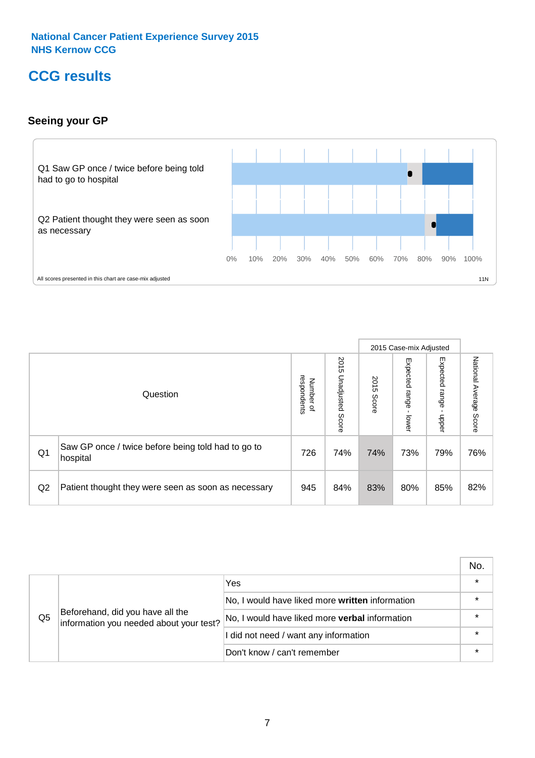National Cancer Patient Experience Survey 2015
NHS Kernow CCG

# CCG results

## Seeing your GP

Q1 Saw GP once / twice before being told had to go to hospital

Q2 Patient thought they were seen as soon as necessary

0% 10% 20% 30% 40% 50% 60% 70% 80% 90% 100%

All scores presented in this chart are case-mix adjusted

11N

| | Question | Number of respondents | 2015 Unadjusted Score | 2015 Case-mix Adjusted | | | National Average Score |
|---|---|---|---|---|---|---|---|
| | | | | 2015 Score | Expected range - lower | Expected range - upper | |
| Q1 | Saw GP once / twice before being told had to go to hospital | 726 | 74% | 74% | 73% | 79% | 76% |
| Q2 | Patient thought they were seen as soon as necessary | 945 | 84% | 83% | 80% | 85% | 82% |

| | | | No. |
|---|---|---|---|
| Q5 | Beforehand, did you have all the information you needed about your test? | Yes | * |
| | | No, I would have liked more **written** information | * |
| | | No, I would have liked more **verbal** information | * |
| | | I did not need / want any information | * |
| | | Don't know / can't remember | * |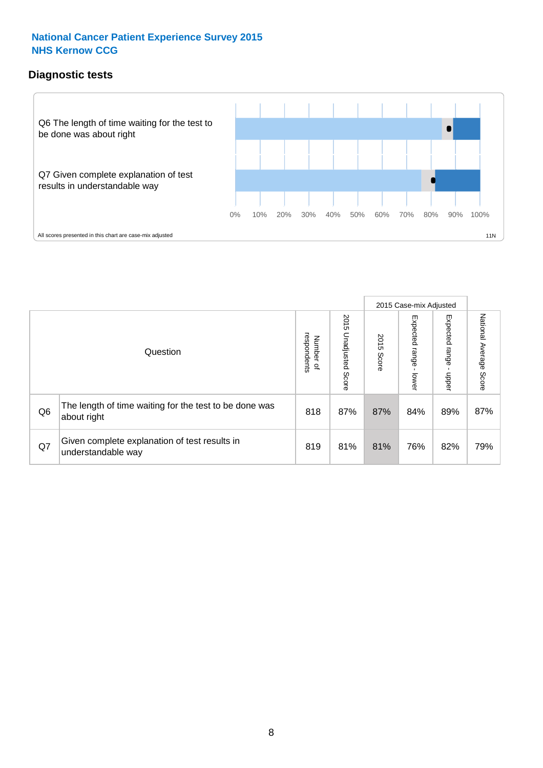**National Cancer Patient Experience Survey 2015**
**NHS Kernow CCG**

## Diagnostic tests

Q6 The length of time waiting for the test to be done was about right

Q7 Given complete explanation of test results in understandable way

0% 10% 20% 30% 40% 50% 60% 70% 80% 90% 100%

All scores presented in this chart are case-mix adjusted

11N

| | Question | Number of respondents | 2015 Unadjusted Score | 2015 Case-mix Adjusted 2015 Score | 2015 Case-mix Adjusted Expected range - lower | 2015 Case-mix Adjusted Expected range - upper | National Average Score |
|---|---|---|---|---|---|---|---|
| Q6 | The length of time waiting for the test to be done was about right | 818 | 87% | 87% | 84% | 89% | 87% |
| Q7 | Given complete explanation of test results in understandable way | 819 | 81% | 81% | 76% | 82% | 79% |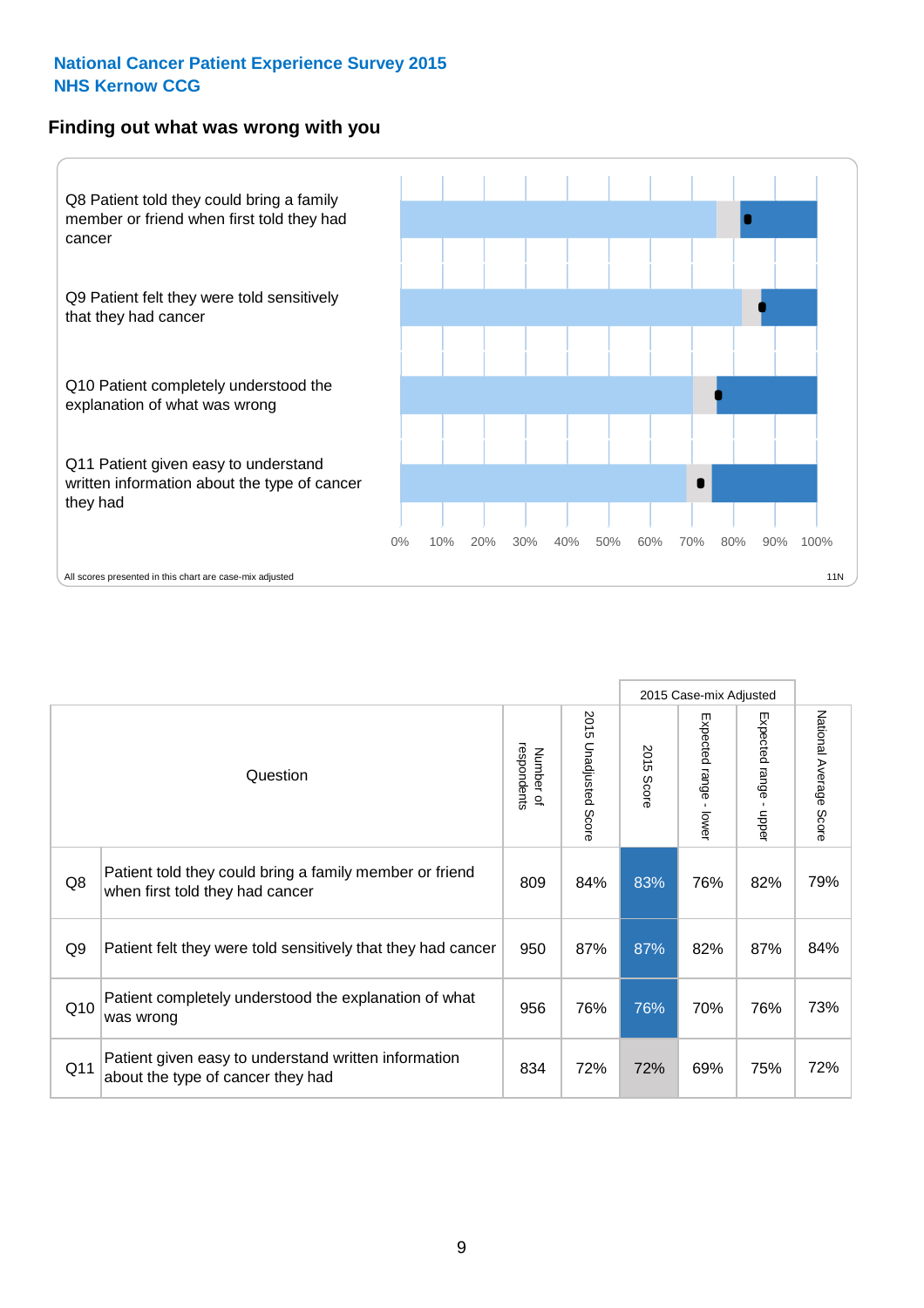**National Cancer Patient Experience Survey 2015**
**NHS Kernow CCG**

## Finding out what was wrong with you

Q8 Patient told they could bring a family member or friend when first told they had cancer

Q9 Patient felt they were told sensitively that they had cancer

Q10 Patient completely understood the explanation of what was wrong

Q11 Patient given easy to understand written information about the type of cancer they had

0% 10% 20% 30% 40% 50% 60% 70% 80% 90% 100%

All scores presented in this chart are case-mix adjusted

11N

| | Question | Number of respondents | 2015 Unadjusted Score | 2015 Case-mix Adjusted: 2015 Score | 2015 Case-mix Adjusted: Expected range - lower | 2015 Case-mix Adjusted: Expected range - upper | National Average Score |
|---|---|---|---|---|---|---|---|
| Q8 | Patient told they could bring a family member or friend when first told they had cancer | 809 | 84% | 83% | 76% | 82% | 79% |
| Q9 | Patient felt they were told sensitively that they had cancer | 950 | 87% | 87% | 82% | 87% | 84% |
| Q10 | Patient completely understood the explanation of what was wrong | 956 | 76% | 76% | 70% | 76% | 73% |
| Q11 | Patient given easy to understand written information about the type of cancer they had | 834 | 72% | 72% | 69% | 75% | 72% |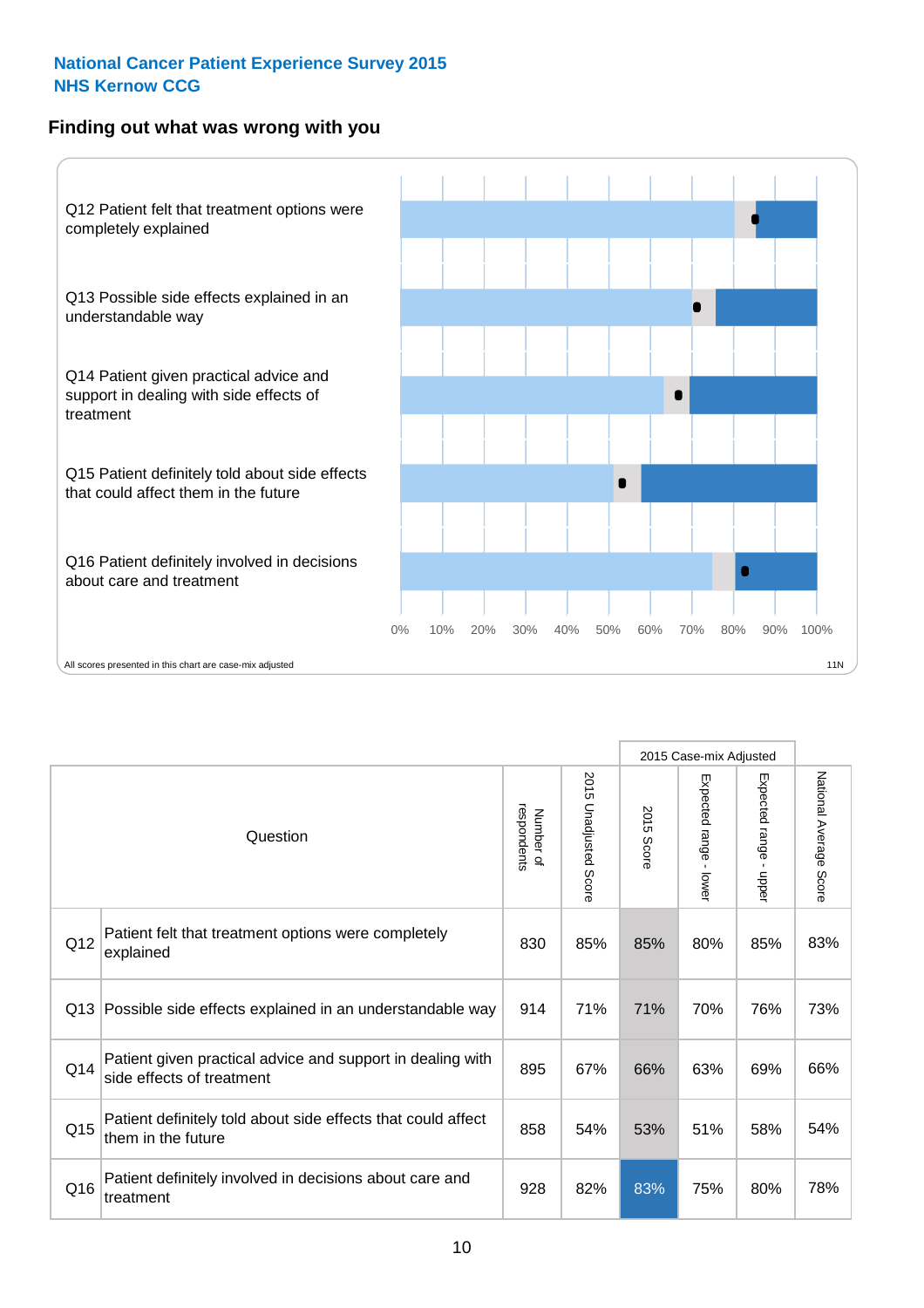**National Cancer Patient Experience Survey 2015**
**NHS Kernow CCG**

## Finding out what was wrong with you

Q12 Patient felt that treatment options were completely explained

Q13 Possible side effects explained in an understandable way

Q14 Patient given practical advice and support in dealing with side effects of treatment

Q15 Patient definitely told about side effects that could affect them in the future

Q16 Patient definitely involved in decisions about care and treatment

0% 10% 20% 30% 40% 50% 60% 70% 80% 90% 100%

All scores presented in this chart are case-mix adjusted

11N

| | Question | Number of respondents | 2015 Unadjusted Score | 2015 Case-mix Adjusted: 2015 Score | 2015 Case-mix Adjusted: Expected range - lower | 2015 Case-mix Adjusted: Expected range - upper | National Average Score |
|---|---|---|---|---|---|---|---|
| Q12 | Patient felt that treatment options were completely explained | 830 | 85% | 85% | 80% | 85% | 83% |
| Q13 | Possible side effects explained in an understandable way | 914 | 71% | 71% | 70% | 76% | 73% |
| Q14 | Patient given practical advice and support in dealing with side effects of treatment | 895 | 67% | 66% | 63% | 69% | 66% |
| Q15 | Patient definitely told about side effects that could affect them in the future | 858 | 54% | 53% | 51% | 58% | 54% |
| Q16 | Patient definitely involved in decisions about care and treatment | 928 | 82% | 83% | 75% | 80% | 78% |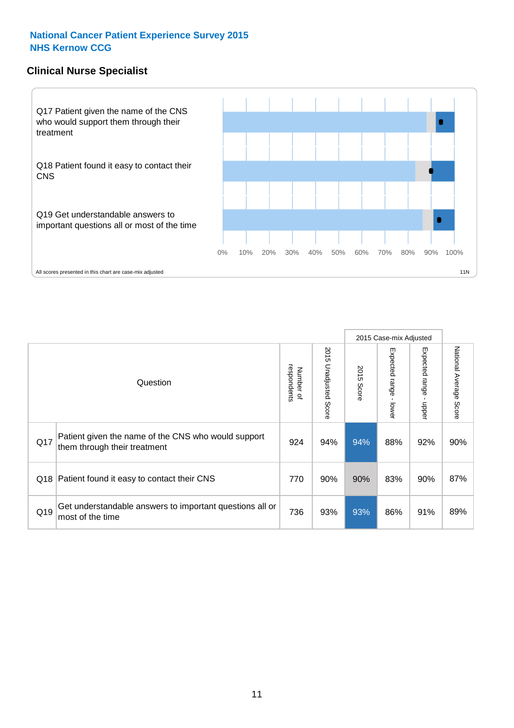**National Cancer Patient Experience Survey 2015**
**NHS Kernow CCG**

## Clinical Nurse Specialist

Q17 Patient given the name of the CNS who would support them through their treatment

Q18 Patient found it easy to contact their CNS

Q19 Get understandable answers to important questions all or most of the time

0% 10% 20% 30% 40% 50% 60% 70% 80% 90% 100%

All scores presented in this chart are case-mix adjusted

11N

| Question | | Number of respondents | 2015 Unadjusted Score | 2015 Case-mix Adjusted: 2015 Score | 2015 Case-mix Adjusted: Expected range - lower | 2015 Case-mix Adjusted: Expected range - upper | National Average Score |
|---|---|---|---|---|---|---|---|
| Q17 | Patient given the name of the CNS who would support them through their treatment | 924 | 94% | 94% | 88% | 92% | 90% |
| Q18 | Patient found it easy to contact their CNS | 770 | 90% | 90% | 83% | 90% | 87% |
| Q19 | Get understandable answers to important questions all or most of the time | 736 | 93% | 93% | 86% | 91% | 89% |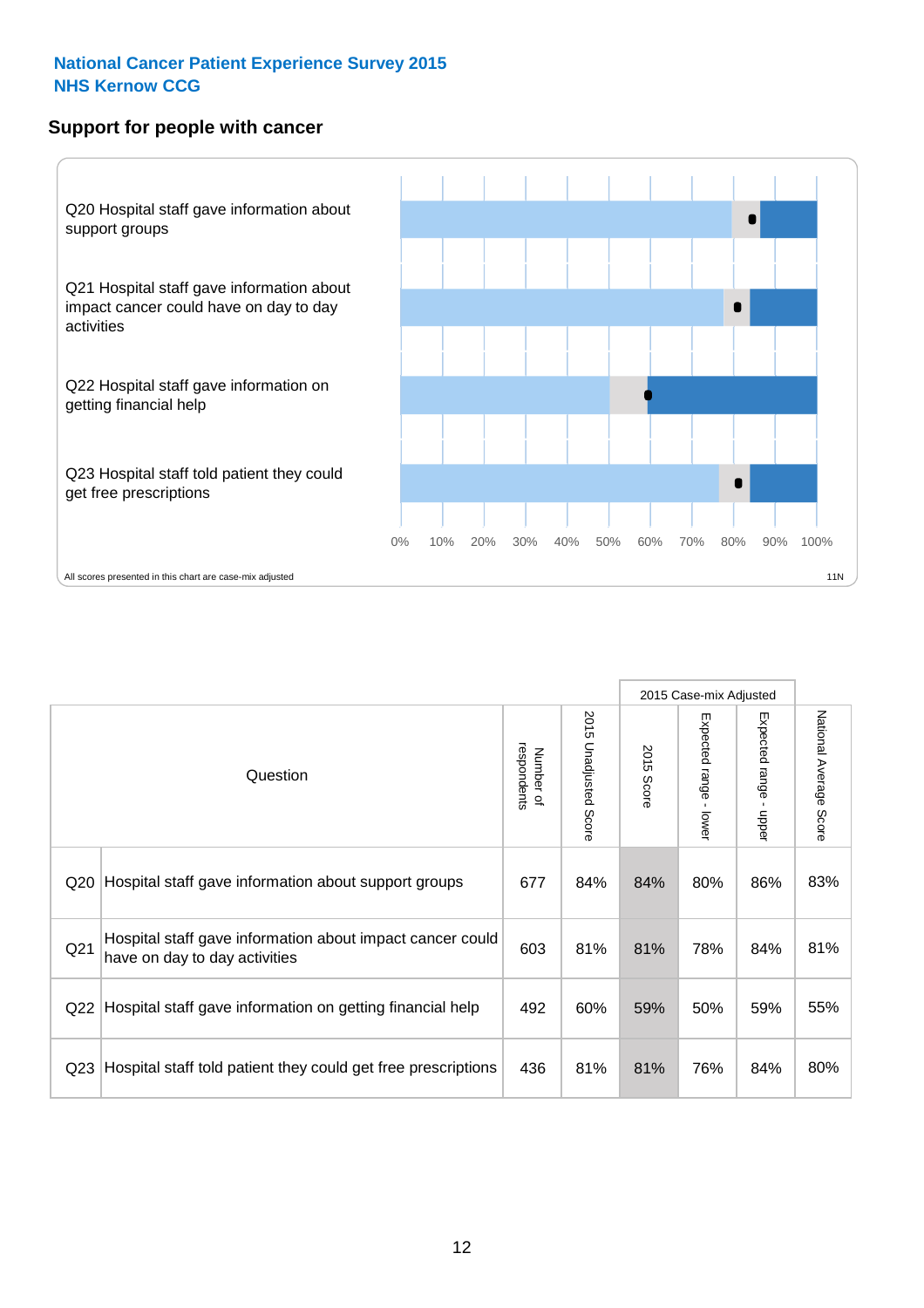National Cancer Patient Experience Survey 2015
NHS Kernow CCG

## Support for people with cancer

Q20 Hospital staff gave information about support groups

Q21 Hospital staff gave information about impact cancer could have on day to day activities

Q22 Hospital staff gave information on getting financial help

Q23 Hospital staff told patient they could get free prescriptions

0% 10% 20% 30% 40% 50% 60% 70% 80% 90% 100%

All scores presented in this chart are case-mix adjusted

11N

| Question | | Number of respondents | 2015 Unadjusted Score | 2015 Case-mix Adjusted | | | National Average Score |
|---|---|---|---|---|---|---|---|
| | | | | 2015 Score | Expected range - lower | Expected range - upper | |
| Q20 | Hospital staff gave information about support groups | 677 | 84% | 84% | 80% | 86% | 83% |
| Q21 | Hospital staff gave information about impact cancer could have on day to day activities | 603 | 81% | 81% | 78% | 84% | 81% |
| Q22 | Hospital staff gave information on getting financial help | 492 | 60% | 59% | 50% | 59% | 55% |
| Q23 | Hospital staff told patient they could get free prescriptions | 436 | 81% | 81% | 76% | 84% | 80% |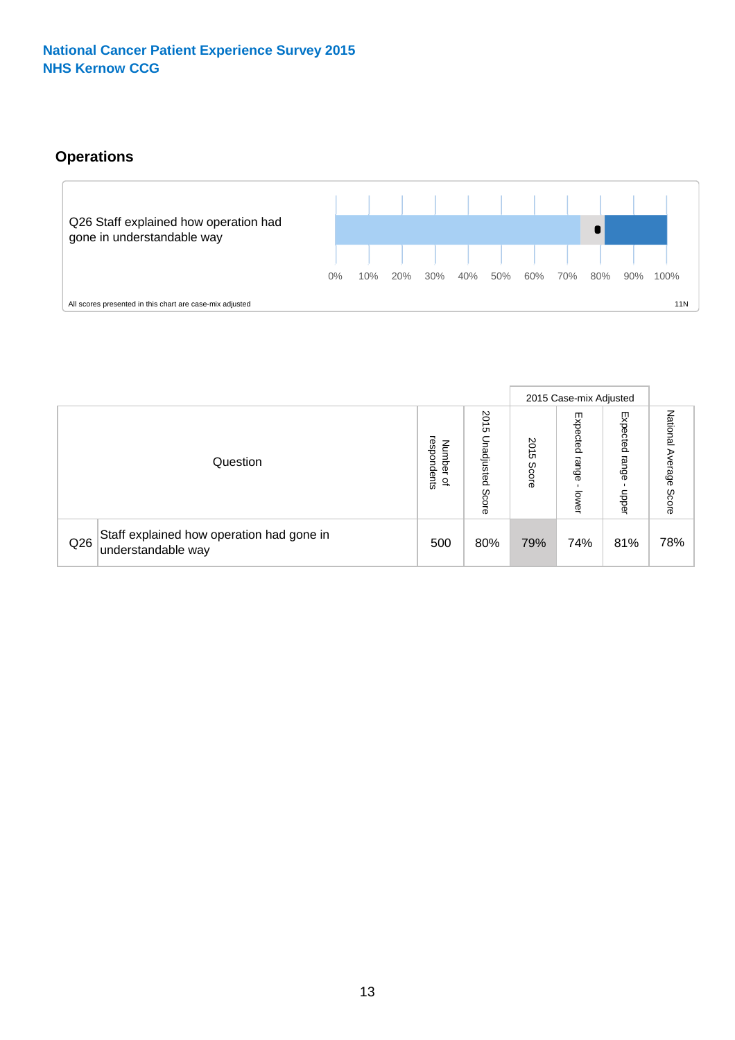National Cancer Patient Experience Survey 2015
NHS Kernow CCG

## Operations

Q26 Staff explained how operation had gone in understandable way

0% 10% 20% 30% 40% 50% 60% 70% 80% 90% 100%

All scores presented in this chart are case-mix adjusted

11N

| Question | | Number of respondents | 2015 Unadjusted Score | 2015 Case-mix Adjusted: 2015 Score | 2015 Case-mix Adjusted: Expected range - lower | 2015 Case-mix Adjusted: Expected range - upper | National Average Score |
|---|---|---|---|---|---|---|---|
| Q26 | Staff explained how operation had gone in understandable way | 500 | 80% | 79% | 74% | 81% | 78% |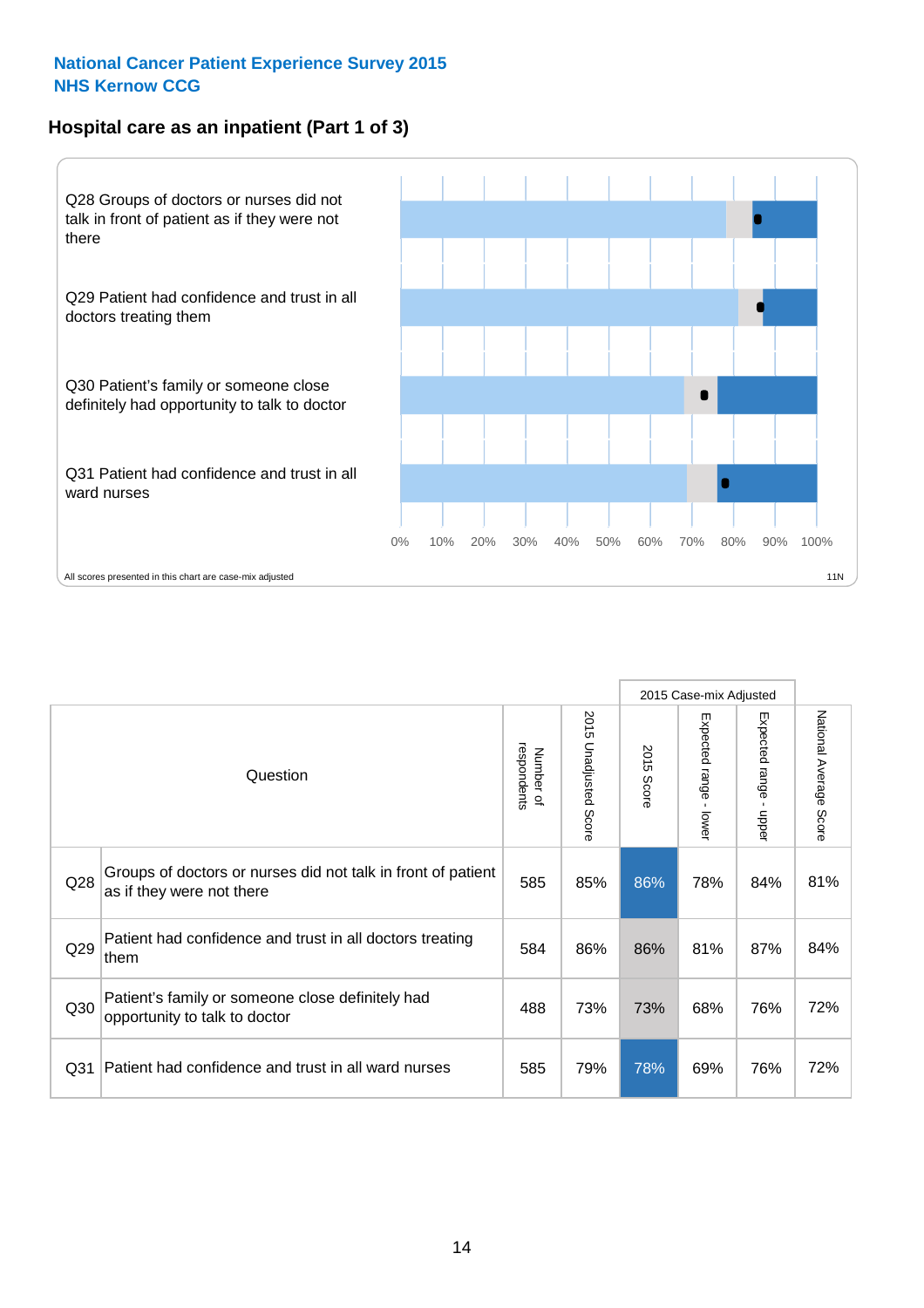National Cancer Patient Experience Survey 2015
NHS Kernow CCG

## Hospital care as an inpatient (Part 1 of 3)

Q28 Groups of doctors or nurses did not talk in front of patient as if they were not there

Q29 Patient had confidence and trust in all doctors treating them

Q30 Patient's family or someone close definitely had opportunity to talk to doctor

Q31 Patient had confidence and trust in all ward nurses

0% 10% 20% 30% 40% 50% 60% 70% 80% 90% 100%

All scores presented in this chart are case-mix adjusted

11N

| | Question | Number of respondents | 2015 Unadjusted Score | 2015 Case-mix Adjusted 2015 Score | Expected range - lower | Expected range - upper | National Average Score |
|---|---|---|---|---|---|---|---|
| Q28 | Groups of doctors or nurses did not talk in front of patient as if they were not there | 585 | 85% | 86% | 78% | 84% | 81% |
| Q29 | Patient had confidence and trust in all doctors treating them | 584 | 86% | 86% | 81% | 87% | 84% |
| Q30 | Patient's family or someone close definitely had opportunity to talk to doctor | 488 | 73% | 73% | 68% | 76% | 72% |
| Q31 | Patient had confidence and trust in all ward nurses | 585 | 79% | 78% | 69% | 76% | 72% |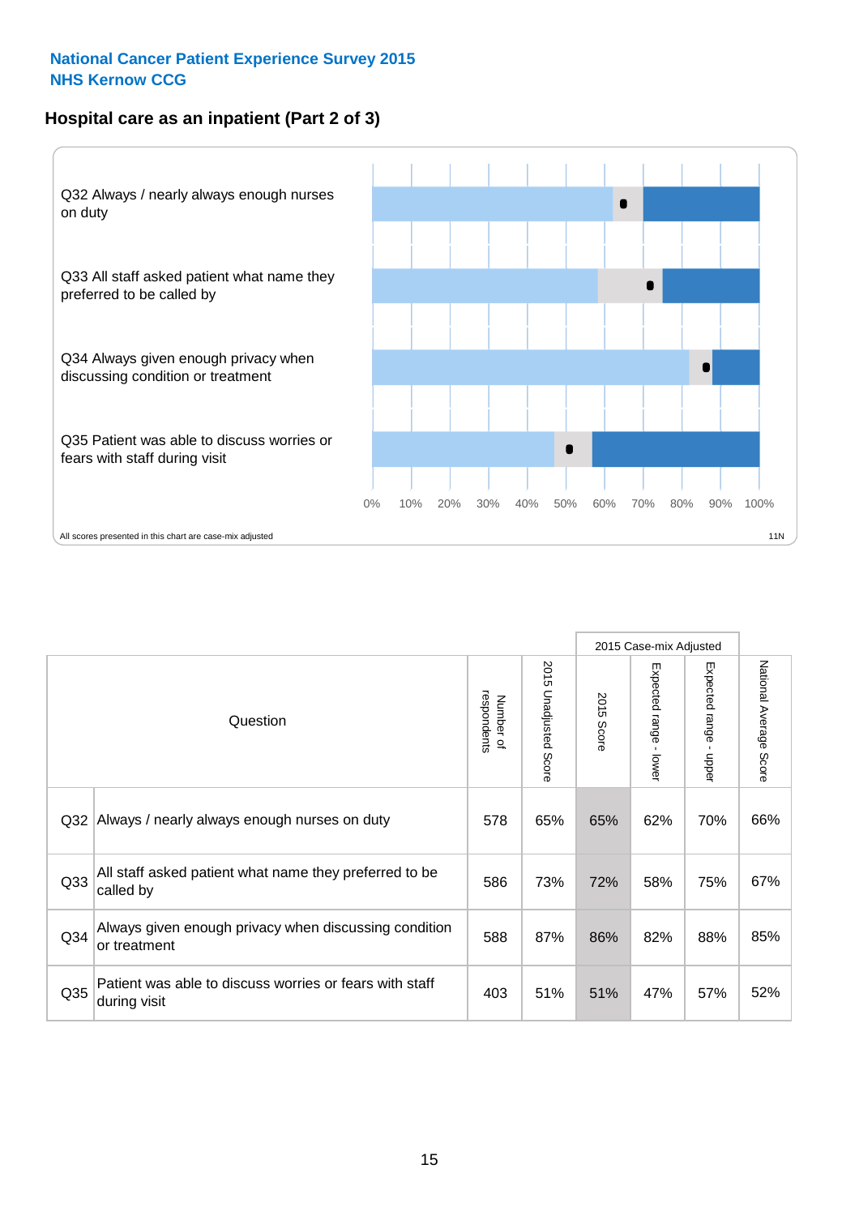National Cancer Patient Experience Survey 2015
NHS Kernow CCG

## Hospital care as an inpatient (Part 2 of 3)

Q32 Always / nearly always enough nurses on duty

Q33 All staff asked patient what name they preferred to be called by

Q34 Always given enough privacy when discussing condition or treatment

Q35 Patient was able to discuss worries or fears with staff during visit

0% 10% 20% 30% 40% 50% 60% 70% 80% 90% 100%

All scores presented in this chart are case-mix adjusted

11N

| Question | | Number of respondents | 2015 Unadjusted Score | 2015 Case-mix Adjusted | | | National Average Score |
|---|---|---|---|---|---|---|---|
| | | | | 2015 Score | Expected range - lower | Expected range - upper | |
| Q32 | Always / nearly always enough nurses on duty | 578 | 65% | 65% | 62% | 70% | 66% |
| Q33 | All staff asked patient what name they preferred to be called by | 586 | 73% | 72% | 58% | 75% | 67% |
| Q34 | Always given enough privacy when discussing condition or treatment | 588 | 87% | 86% | 82% | 88% | 85% |
| Q35 | Patient was able to discuss worries or fears with staff during visit | 403 | 51% | 51% | 47% | 57% | 52% |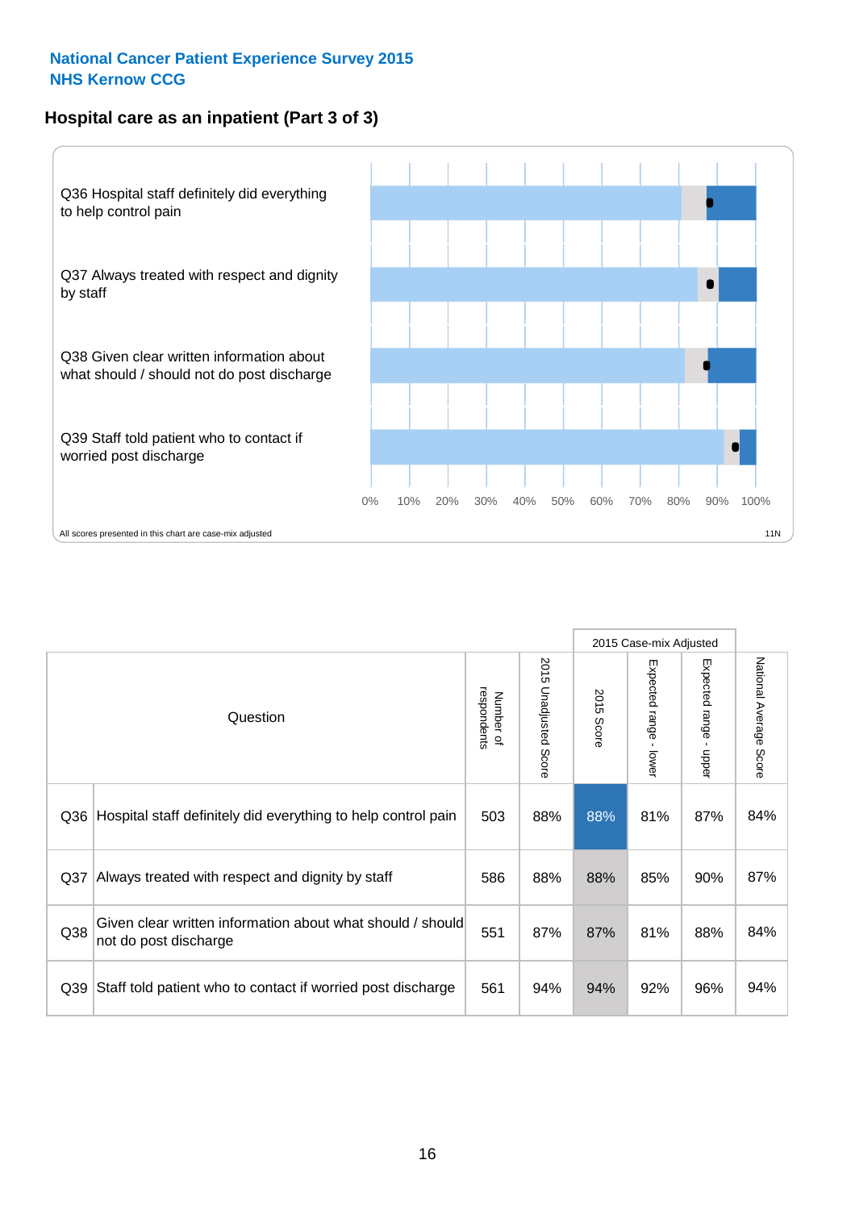**National Cancer Patient Experience Survey 2015**
**NHS Kernow CCG**

## Hospital care as an inpatient (Part 3 of 3)

Q36 Hospital staff definitely did everything to help control pain

Q37 Always treated with respect and dignity by staff

Q38 Given clear written information about what should / should not do post discharge

Q39 Staff told patient who to contact if worried post discharge

0% 10% 20% 30% 40% 50% 60% 70% 80% 90% 100%

All scores presented in this chart are case-mix adjusted

11N

| Question | | Number of respondents | 2015 Unadjusted Score | 2015 Case-mix Adjusted | | | National Average Score |
|---|---|---|---|---|---|---|---|
| | | | | 2015 Score | Expected range - lower | Expected range - upper | |
| Q36 | Hospital staff definitely did everything to help control pain | 503 | 88% | 88% | 81% | 87% | 84% |
| Q37 | Always treated with respect and dignity by staff | 586 | 88% | 88% | 85% | 90% | 87% |
| Q38 | Given clear written information about what should / should not do post discharge | 551 | 87% | 87% | 81% | 88% | 84% |
| Q39 | Staff told patient who to contact if worried post discharge | 561 | 94% | 94% | 92% | 96% | 94% |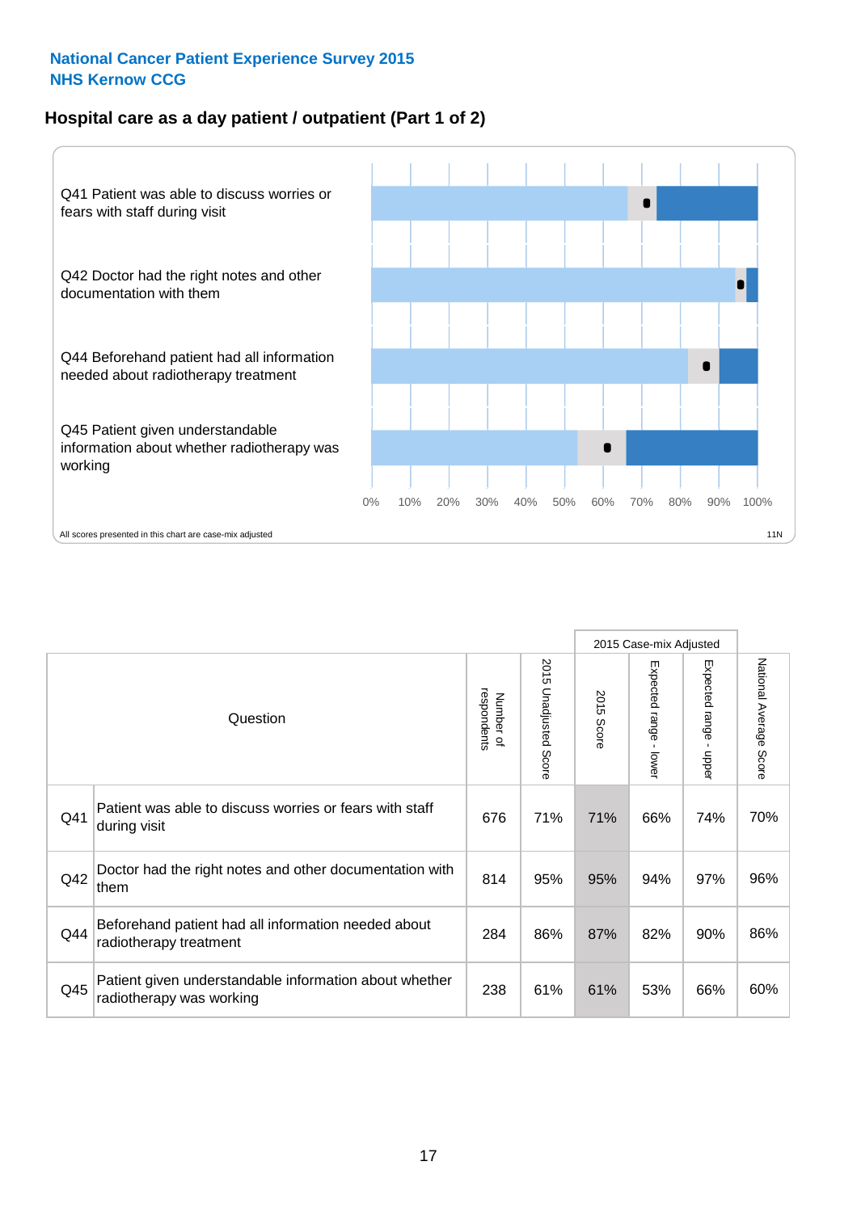National Cancer Patient Experience Survey 2015
NHS Kernow CCG

## Hospital care as a day patient / outpatient (Part 1 of 2)

Q41 Patient was able to discuss worries or fears with staff during visit

Q42 Doctor had the right notes and other documentation with them

Q44 Beforehand patient had all information needed about radiotherapy treatment

Q45 Patient given understandable information about whether radiotherapy was working

0% 10% 20% 30% 40% 50% 60% 70% 80% 90% 100%

All scores presented in this chart are case-mix adjusted

11N

| | Question | Number of respondents | 2015 Unadjusted Score | 2015 Case-mix Adjusted | | | National Average Score |
|---|---|---|---|---|---|---|---|
| | | | | 2015 Score | Expected range - lower | Expected range - upper | |
| Q41 | Patient was able to discuss worries or fears with staff during visit | 676 | 71% | 71% | 66% | 74% | 70% |
| Q42 | Doctor had the right notes and other documentation with them | 814 | 95% | 95% | 94% | 97% | 96% |
| Q44 | Beforehand patient had all information needed about radiotherapy treatment | 284 | 86% | 87% | 82% | 90% | 86% |
| Q45 | Patient given understandable information about whether radiotherapy was working | 238 | 61% | 61% | 53% | 66% | 60% |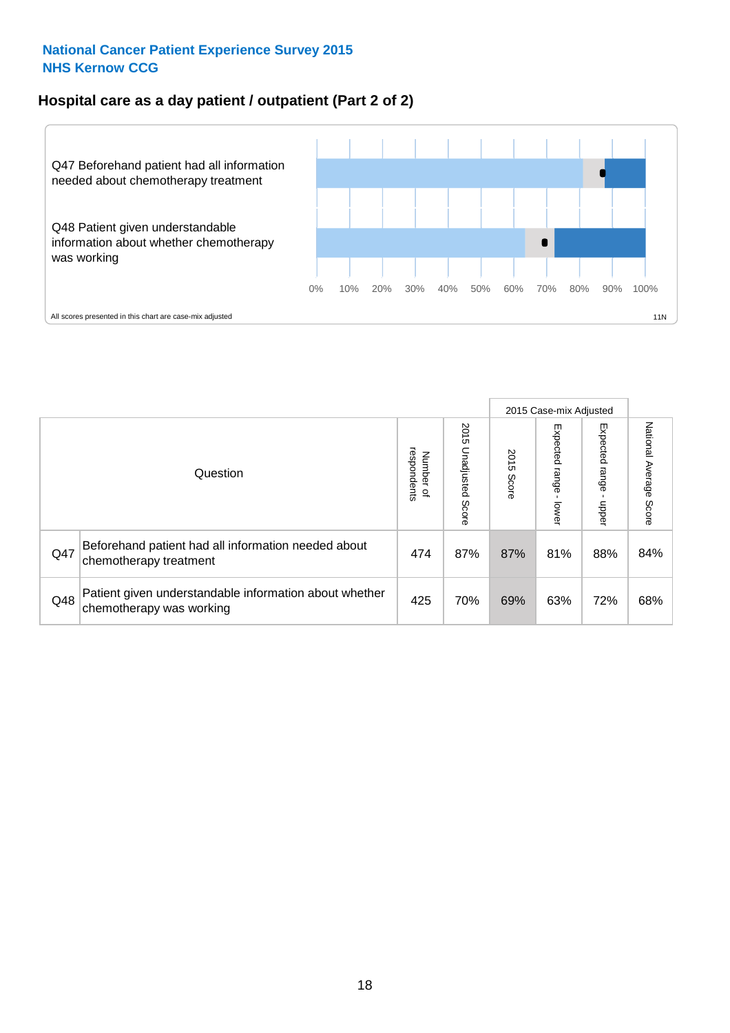## National Cancer Patient Experience Survey 2015
## NHS Kernow CCG

### Hospital care as a day patient / outpatient (Part 2 of 2)

Q47 Beforehand patient had all information needed about chemotherapy treatment

Q48 Patient given understandable information about whether chemotherapy was working

0% 10% 20% 30% 40% 50% 60% 70% 80% 90% 100%

All scores presented in this chart are case-mix adjusted

11N

| Question | | Number of respondents | 2015 Unadjusted Score | 2015 Case-mix Adjusted: 2015 Score | 2015 Case-mix Adjusted: Expected range - lower | 2015 Case-mix Adjusted: Expected range - upper | National Average Score |
|---|---|---|---|---|---|---|---|
| Q47 | Beforehand patient had all information needed about chemotherapy treatment | 474 | 87% | 87% | 81% | 88% | 84% |
| Q48 | Patient given understandable information about whether chemotherapy was working | 425 | 70% | 69% | 63% | 72% | 68% |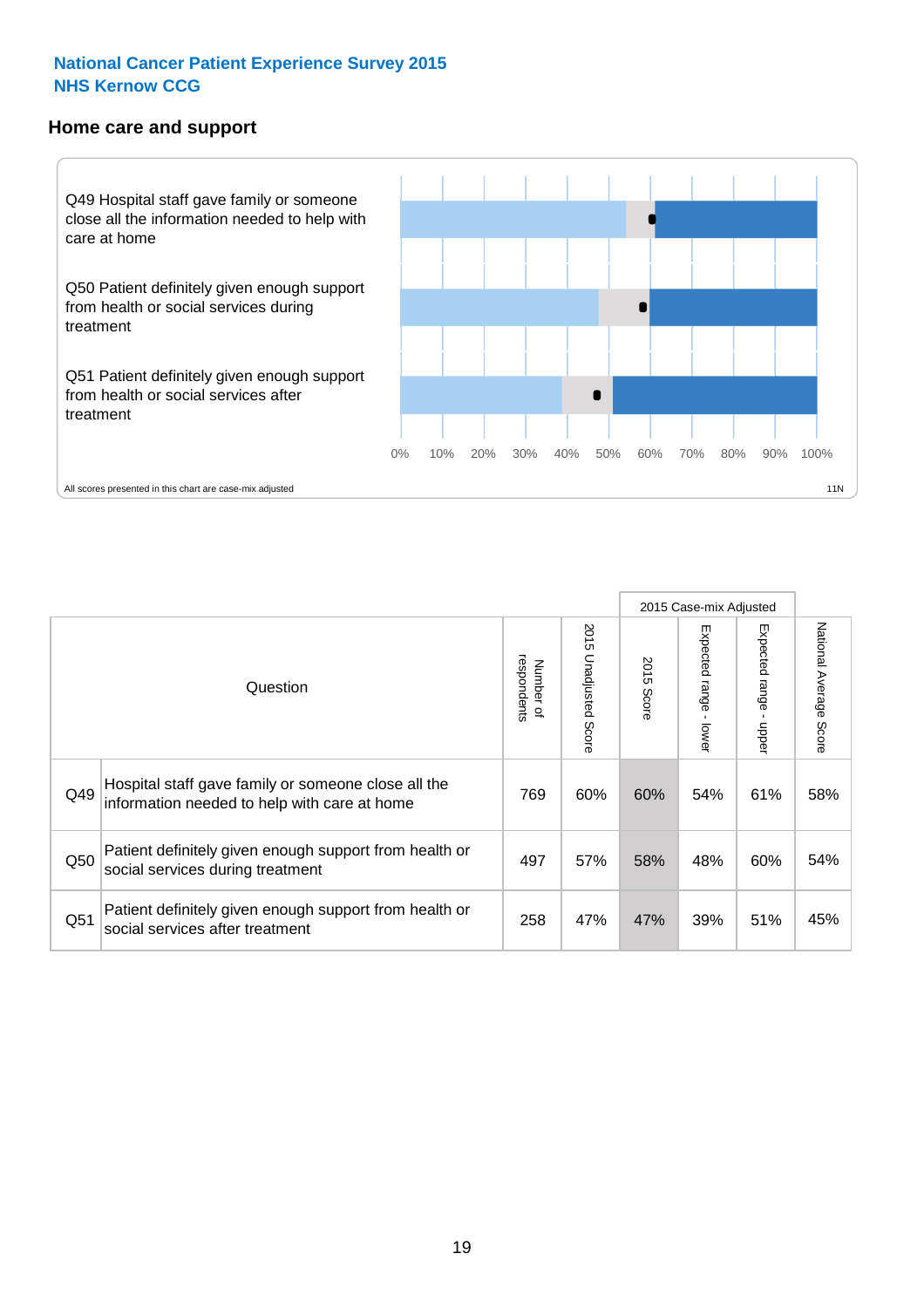# National Cancer Patient Experience Survey 2015
# NHS Kernow CCG

## Home care and support

Q49 Hospital staff gave family or someone close all the information needed to help with care at home

Q50 Patient definitely given enough support from health or social services during treatment

Q51 Patient definitely given enough support from health or social services after treatment

0% 10% 20% 30% 40% 50% 60% 70% 80% 90% 100%

All scores presented in this chart are case-mix adjusted

11N

| | Question | Number of respondents | 2015 Unadjusted Score | 2015 Case-mix Adjusted | | | National Average Score |
|---|---|---|---|---|---|---|---|
| | | | | 2015 Score | Expected range - lower | Expected range - upper | |
| Q49 | Hospital staff gave family or someone close all the information needed to help with care at home | 769 | 60% | 60% | 54% | 61% | 58% |
| Q50 | Patient definitely given enough support from health or social services during treatment | 497 | 57% | 58% | 48% | 60% | 54% |
| Q51 | Patient definitely given enough support from health or social services after treatment | 258 | 47% | 47% | 39% | 51% | 45% |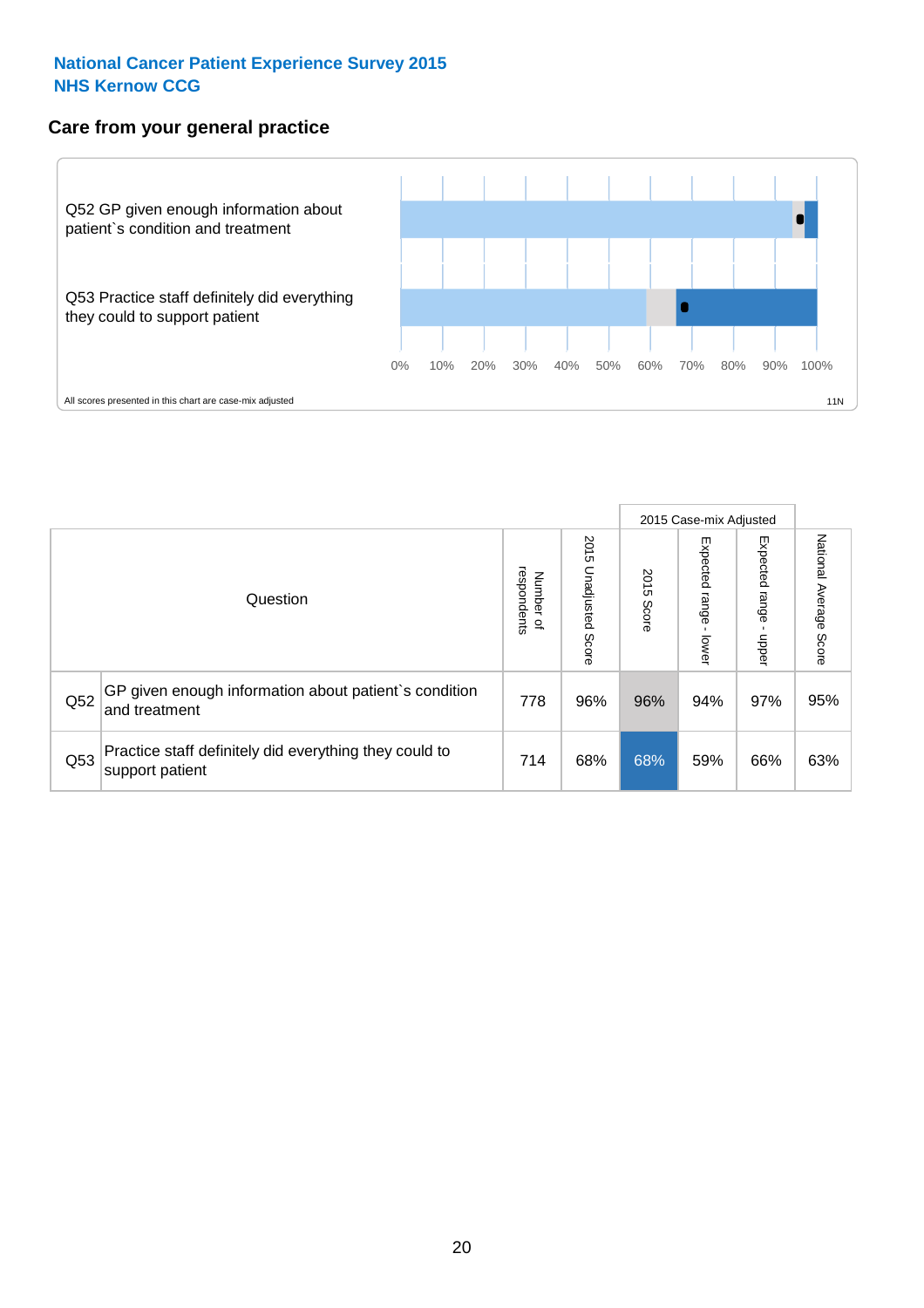**National Cancer Patient Experience Survey 2015**
**NHS Kernow CCG**

## Care from your general practice

Q52 GP given enough information about patient`s condition and treatment

Q53 Practice staff definitely did everything they could to support patient

0% 10% 20% 30% 40% 50% 60% 70% 80% 90% 100%

All scores presented in this chart are case-mix adjusted

11N

| Question | | Number of respondents | 2015 Unadjusted Score | 2015 Case-mix Adjusted 2015 Score | 2015 Case-mix Adjusted Expected range - lower | 2015 Case-mix Adjusted Expected range - upper | National Average Score |
|---|---|---|---|---|---|---|---|
| Q52 | GP given enough information about patient`s condition and treatment | 778 | 96% | 96% | 94% | 97% | 95% |
| Q53 | Practice staff definitely did everything they could to support patient | 714 | 68% | 68% | 59% | 66% | 63% |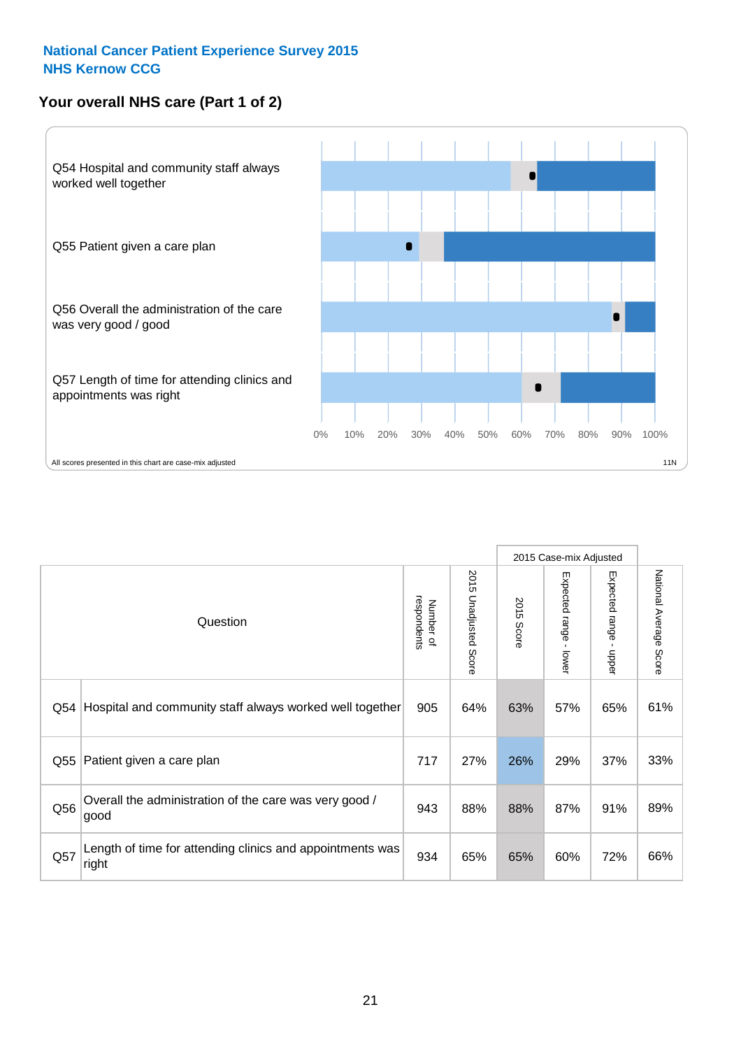**National Cancer Patient Experience Survey 2015**
**NHS Kernow CCG**

## Your overall NHS care (Part 1 of 2)

Q54 Hospital and community staff always worked well together

Q55 Patient given a care plan

Q56 Overall the administration of the care was very good / good

Q57 Length of time for attending clinics and appointments was right

0% 10% 20% 30% 40% 50% 60% 70% 80% 90% 100%

All scores presented in this chart are case-mix adjusted

11N

| Question | | Number of respondents | 2015 Unadjusted Score | 2015 Case-mix Adjusted: 2015 Score | 2015 Case-mix Adjusted: Expected range - lower | 2015 Case-mix Adjusted: Expected range - upper | National Average Score |
|---|---|---|---|---|---|---|---|
| Q54 | Hospital and community staff always worked well together | 905 | 64% | 63% | 57% | 65% | 61% |
| Q55 | Patient given a care plan | 717 | 27% | 26% | 29% | 37% | 33% |
| Q56 | Overall the administration of the care was very good / good | 943 | 88% | 88% | 87% | 91% | 89% |
| Q57 | Length of time for attending clinics and appointments was right | 934 | 65% | 65% | 60% | 72% | 66% |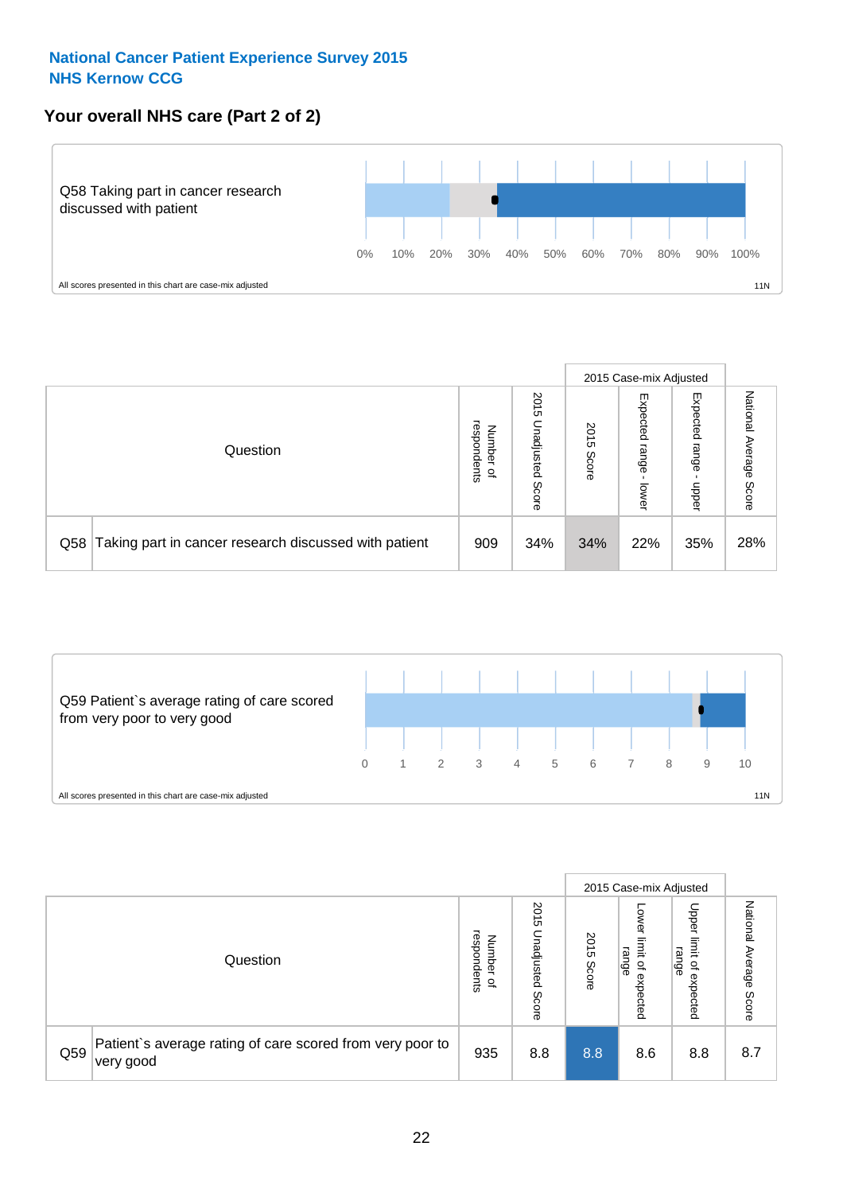National Cancer Patient Experience Survey 2015
NHS Kernow CCG

## Your overall NHS care (Part 2 of 2)

Q58 Taking part in cancer research discussed with patient

0% 10% 20% 30% 40% 50% 60% 70% 80% 90% 100%

All scores presented in this chart are case-mix adjusted

11N

| Question | | Number of respondents | 2015 Unadjusted Score | 2015 Case-mix Adjusted | | | National Average Score |
|---|---|---|---|---|---|---|---|
| | | | | 2015 Score | Expected range - lower | Expected range - upper | |
| Q58 | Taking part in cancer research discussed with patient | 909 | 34% | 34% | 22% | 35% | 28% |

Q59 Patient`s average rating of care scored from very poor to very good

0 1 2 3 4 5 6 7 8 9 10

All scores presented in this chart are case-mix adjusted

11N

| Question | | Number of respondents | 2015 Unadjusted Score | 2015 Case-mix Adjusted | | | National Average Score |
|---|---|---|---|---|---|---|---|
| | | | | 2015 Score | Lower limit of expected range | Upper limit of expected range | |
| Q59 | Patient`s average rating of care scored from very poor to very good | 935 | 8.8 | 8.8 | 8.6 | 8.8 | 8.7 |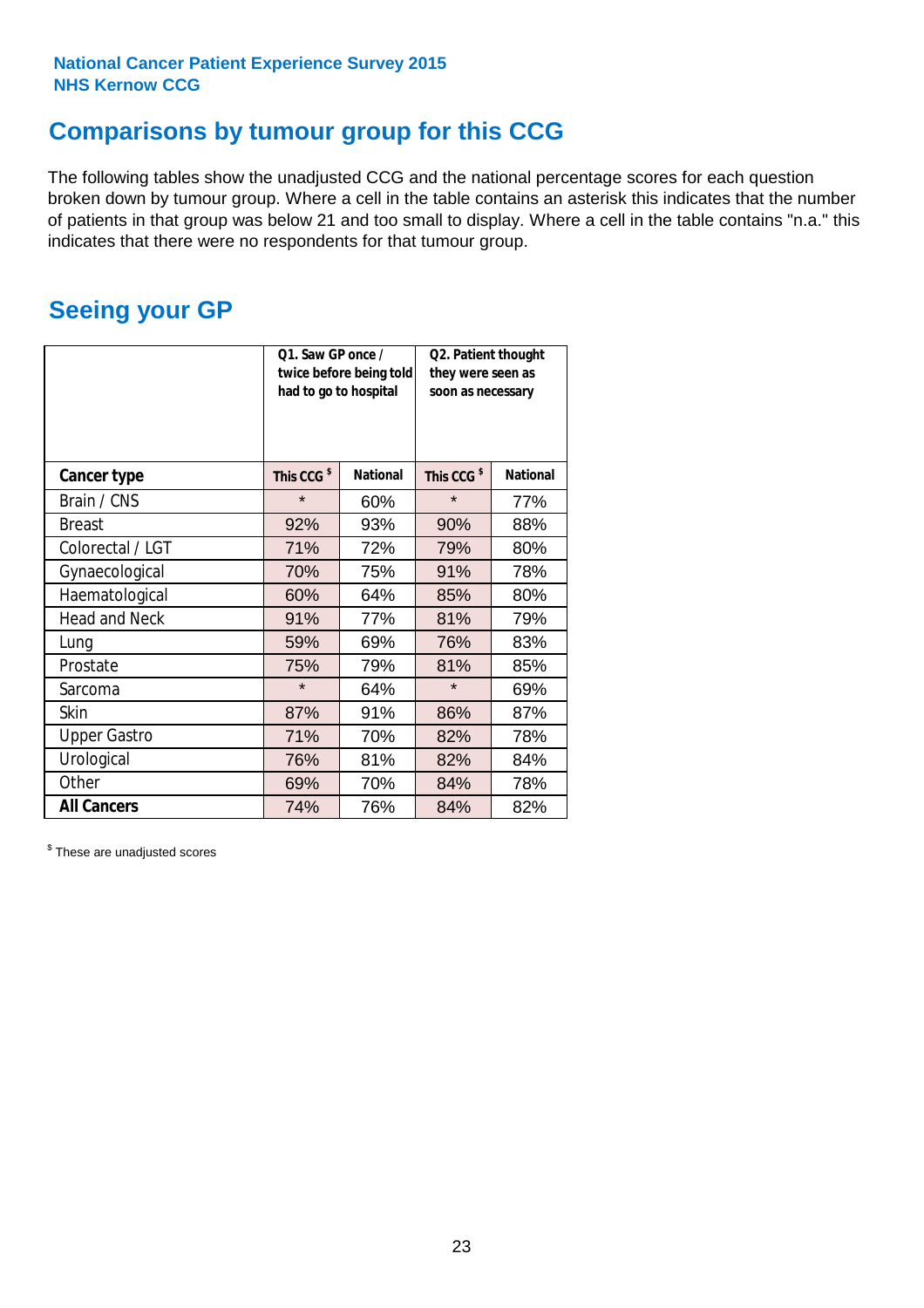National Cancer Patient Experience Survey 2015
NHS Kernow CCG

## Comparisons by tumour group for this CCG

The following tables show the unadjusted CCG and the national percentage scores for each question broken down by tumour group. Where a cell in the table contains an asterisk this indicates that the number of patients in that group was below 21 and too small to display. Where a cell in the table contains "n.a." this indicates that there were no respondents for that tumour group.

## Seeing your GP

| | Q1. Saw GP once / twice before being told had to go to hospital | | Q2. Patient thought they were seen as soon as necessary | |
|---|---|---|---|---|
| **Cancer type** | This CCG $ | National | This CCG $ | National |
| Brain / CNS | * | 60% | * | 77% |
| Breast | 92% | 93% | 90% | 88% |
| Colorectal / LGT | 71% | 72% | 79% | 80% |
| Gynaecological | 70% | 75% | 91% | 78% |
| Haematological | 60% | 64% | 85% | 80% |
| Head and Neck | 91% | 77% | 81% | 79% |
| Lung | 59% | 69% | 76% | 83% |
| Prostate | 75% | 79% | 81% | 85% |
| Sarcoma | * | 64% | * | 69% |
| Skin | 87% | 91% | 86% | 87% |
| Upper Gastro | 71% | 70% | 82% | 78% |
| Urological | 76% | 81% | 82% | 84% |
| Other | 69% | 70% | 84% | 78% |
| **All Cancers** | 74% | 76% | 84% | 82% |

$ These are unadjusted scores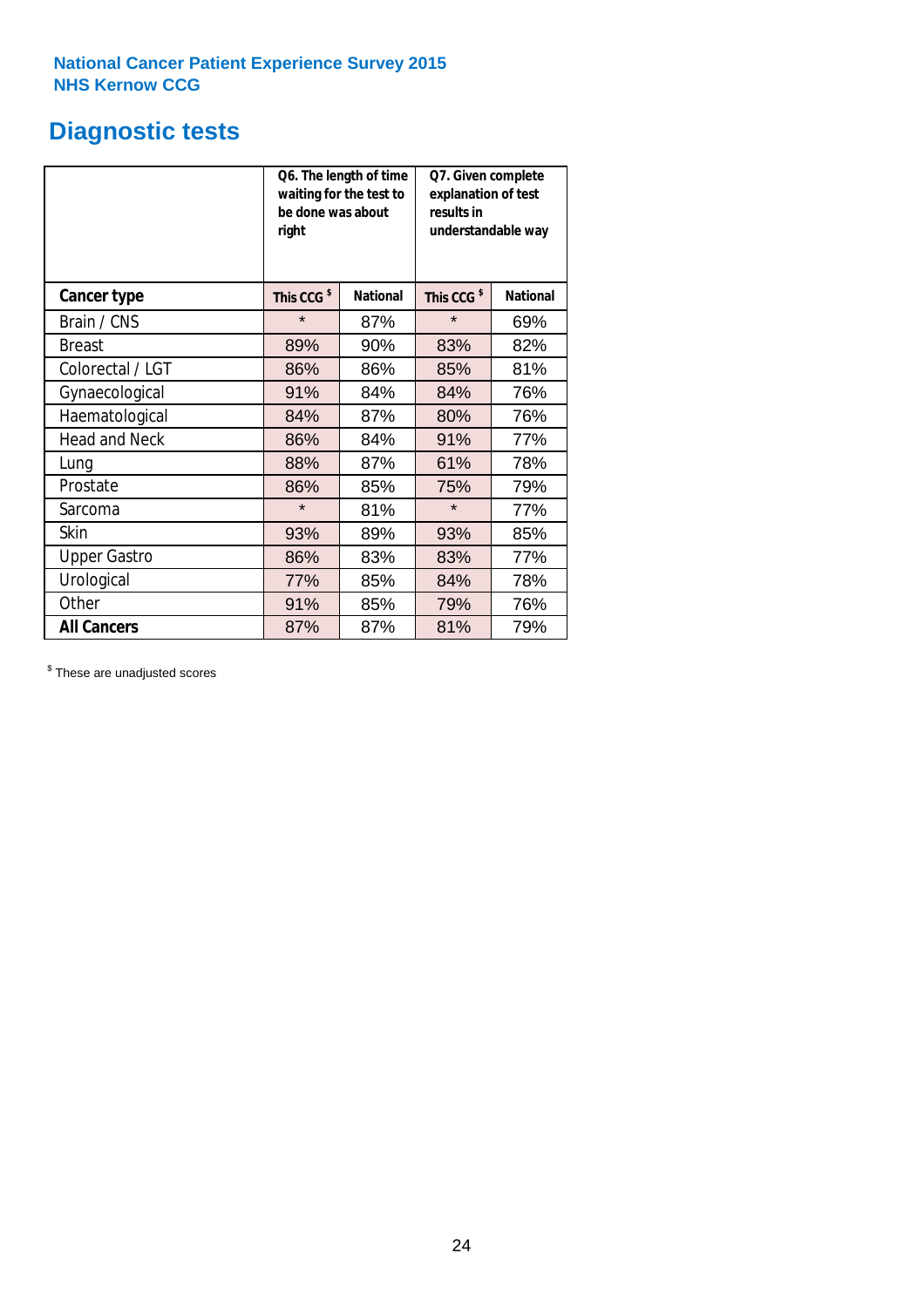**National Cancer Patient Experience Survey 2015**
**NHS Kernow CCG**

# Diagnostic tests

| | Q6. The length of time waiting for the test to be done was about right | | Q7. Given complete explanation of test results in understandable way | |
|---|---|---|---|---|
| **Cancer type** | **This CCG $** | **National** | **This CCG $** | **National** |
| Brain / CNS | * | 87% | * | 69% |
| Breast | 89% | 90% | 83% | 82% |
| Colorectal / LGT | 86% | 86% | 85% | 81% |
| Gynaecological | 91% | 84% | 84% | 76% |
| Haematological | 84% | 87% | 80% | 76% |
| Head and Neck | 86% | 84% | 91% | 77% |
| Lung | 88% | 87% | 61% | 78% |
| Prostate | 86% | 85% | 75% | 79% |
| Sarcoma | * | 81% | * | 77% |
| Skin | 93% | 89% | 93% | 85% |
| Upper Gastro | 86% | 83% | 83% | 77% |
| Urological | 77% | 85% | 84% | 78% |
| Other | 91% | 85% | 79% | 76% |
| **All Cancers** | 87% | 87% | 81% | 79% |

$ These are unadjusted scores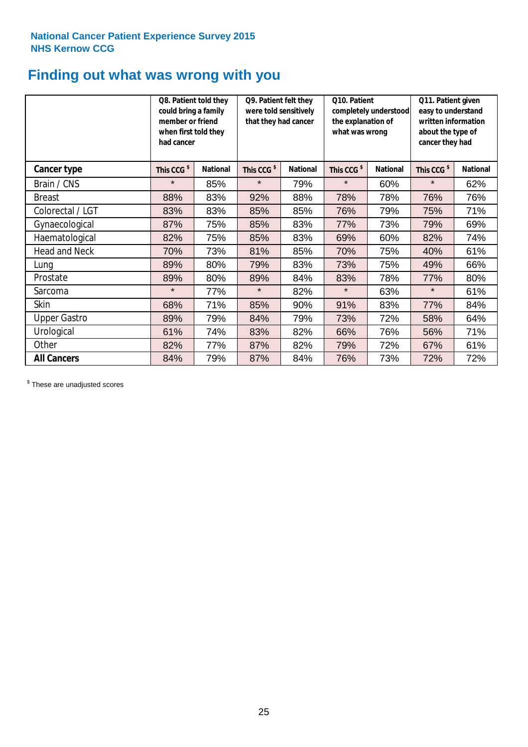**National Cancer Patient Experience Survey 2015**
**NHS Kernow CCG**

# Finding out what was wrong with you

| | Q8. Patient told they could bring a family member or friend when first told they had cancer | | Q9. Patient felt they were told sensitively that they had cancer | | Q10. Patient completely understood the explanation of what was wrong | | Q11. Patient given easy to understand written information about the type of cancer they had | |
|---|---|---|---|---|---|---|---|---|
| **Cancer type** | **This CCG $** | **National** | **This CCG $** | **National** | **This CCG $** | **National** | **This CCG $** | **National** |
| Brain / CNS | * | 85% | * | 79% | * | 60% | * | 62% |
| Breast | 88% | 83% | 92% | 88% | 78% | 78% | 76% | 76% |
| Colorectal / LGT | 83% | 83% | 85% | 85% | 76% | 79% | 75% | 71% |
| Gynaecological | 87% | 75% | 85% | 83% | 77% | 73% | 79% | 69% |
| Haematological | 82% | 75% | 85% | 83% | 69% | 60% | 82% | 74% |
| Head and Neck | 70% | 73% | 81% | 85% | 70% | 75% | 40% | 61% |
| Lung | 89% | 80% | 79% | 83% | 73% | 75% | 49% | 66% |
| Prostate | 89% | 80% | 89% | 84% | 83% | 78% | 77% | 80% |
| Sarcoma | * | 77% | * | 82% | * | 63% | * | 61% |
| Skin | 68% | 71% | 85% | 90% | 91% | 83% | 77% | 84% |
| Upper Gastro | 89% | 79% | 84% | 79% | 73% | 72% | 58% | 64% |
| Urological | 61% | 74% | 83% | 82% | 66% | 76% | 56% | 71% |
| Other | 82% | 77% | 87% | 82% | 79% | 72% | 67% | 61% |
| **All Cancers** | 84% | 79% | 87% | 84% | 76% | 73% | 72% | 72% |

$ These are unadjusted scores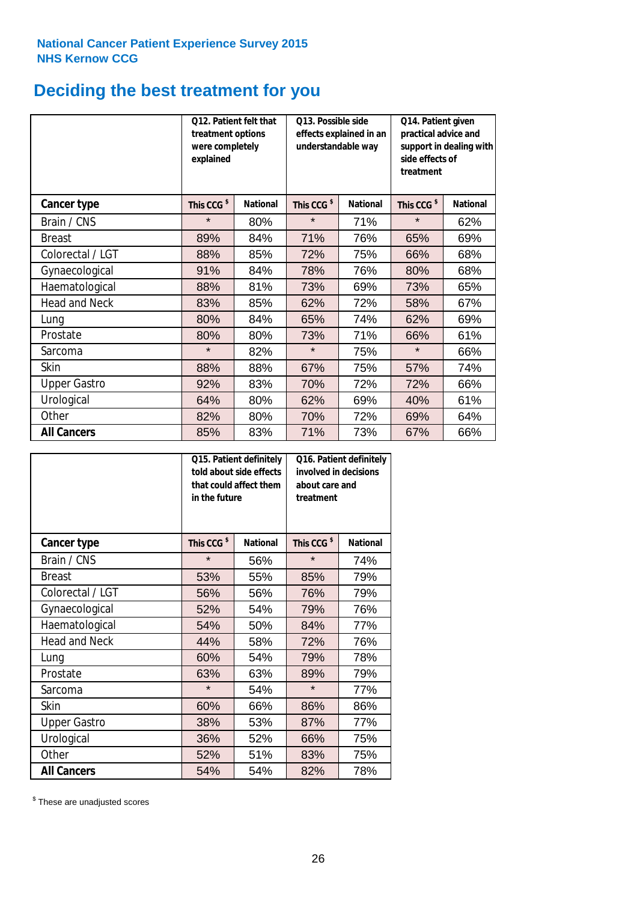National Cancer Patient Experience Survey 2015
NHS Kernow CCG

# Deciding the best treatment for you

| | Q12. Patient felt that treatment options were completely explained | | Q13. Possible side effects explained in an understandable way | | Q14. Patient given practical advice and support in dealing with side effects of treatment | |
|---|---|---|---|---|---|---|
| **Cancer type** | **This CCG $** | **National** | **This CCG $** | **National** | **This CCG $** | **National** |
| Brain / CNS | * | 80% | * | 71% | * | 62% |
| Breast | 89% | 84% | 71% | 76% | 65% | 69% |
| Colorectal / LGT | 88% | 85% | 72% | 75% | 66% | 68% |
| Gynaecological | 91% | 84% | 78% | 76% | 80% | 68% |
| Haematological | 88% | 81% | 73% | 69% | 73% | 65% |
| Head and Neck | 83% | 85% | 62% | 72% | 58% | 67% |
| Lung | 80% | 84% | 65% | 74% | 62% | 69% |
| Prostate | 80% | 80% | 73% | 71% | 66% | 61% |
| Sarcoma | * | 82% | * | 75% | * | 66% |
| Skin | 88% | 88% | 67% | 75% | 57% | 74% |
| Upper Gastro | 92% | 83% | 70% | 72% | 72% | 66% |
| Urological | 64% | 80% | 62% | 69% | 40% | 61% |
| Other | 82% | 80% | 70% | 72% | 69% | 64% |
| **All Cancers** | 85% | 83% | 71% | 73% | 67% | 66% |

| | Q15. Patient definitely told about side effects that could affect them in the future | | Q16. Patient definitely involved in decisions about care and treatment | |
|---|---|---|---|---|
| **Cancer type** | **This CCG $** | **National** | **This CCG $** | **National** |
| Brain / CNS | * | 56% | * | 74% |
| Breast | 53% | 55% | 85% | 79% |
| Colorectal / LGT | 56% | 56% | 76% | 79% |
| Gynaecological | 52% | 54% | 79% | 76% |
| Haematological | 54% | 50% | 84% | 77% |
| Head and Neck | 44% | 58% | 72% | 76% |
| Lung | 60% | 54% | 79% | 78% |
| Prostate | 63% | 63% | 89% | 79% |
| Sarcoma | * | 54% | * | 77% |
| Skin | 60% | 66% | 86% | 86% |
| Upper Gastro | 38% | 53% | 87% | 77% |
| Urological | 36% | 52% | 66% | 75% |
| Other | 52% | 51% | 83% | 75% |
| **All Cancers** | 54% | 54% | 82% | 78% |

$ These are unadjusted scores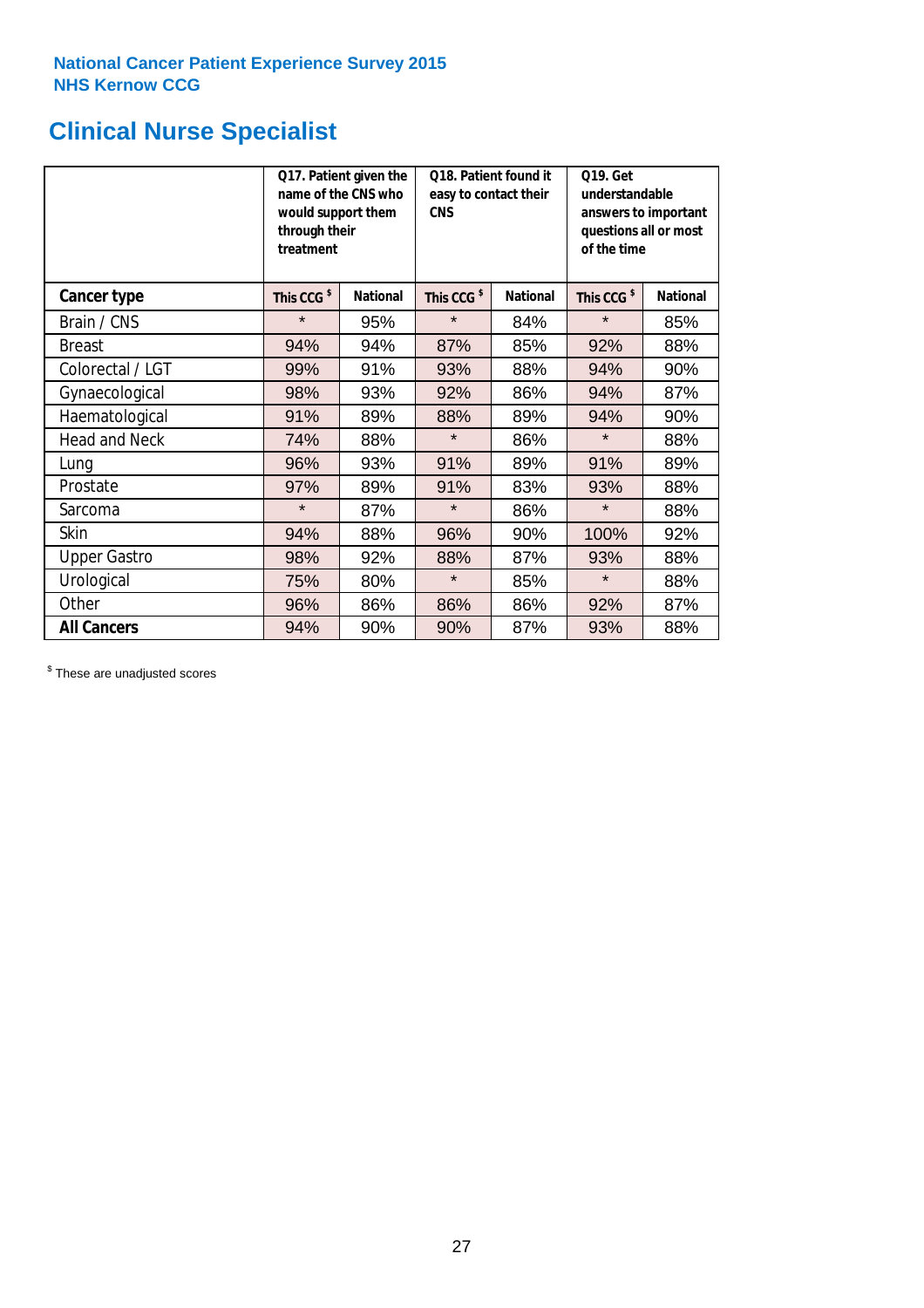National Cancer Patient Experience Survey 2015
NHS Kernow CCG

# Clinical Nurse Specialist

| | Q17. Patient given the name of the CNS who would support them through their treatment | | Q18. Patient found it easy to contact their CNS | | Q19. Get understandable answers to important questions all or most of the time | |
|---|---|---|---|---|---|---|
| **Cancer type** | **This CCG $** | **National** | **This CCG $** | **National** | **This CCG $** | **National** |
| Brain / CNS | * | 95% | * | 84% | * | 85% |
| Breast | 94% | 94% | 87% | 85% | 92% | 88% |
| Colorectal / LGT | 99% | 91% | 93% | 88% | 94% | 90% |
| Gynaecological | 98% | 93% | 92% | 86% | 94% | 87% |
| Haematological | 91% | 89% | 88% | 89% | 94% | 90% |
| Head and Neck | 74% | 88% | * | 86% | * | 88% |
| Lung | 96% | 93% | 91% | 89% | 91% | 89% |
| Prostate | 97% | 89% | 91% | 83% | 93% | 88% |
| Sarcoma | * | 87% | * | 86% | * | 88% |
| Skin | 94% | 88% | 96% | 90% | 100% | 92% |
| Upper Gastro | 98% | 92% | 88% | 87% | 93% | 88% |
| Urological | 75% | 80% | * | 85% | * | 88% |
| Other | 96% | 86% | 86% | 86% | 92% | 87% |
| **All Cancers** | 94% | 90% | 90% | 87% | 93% | 88% |

$ These are unadjusted scores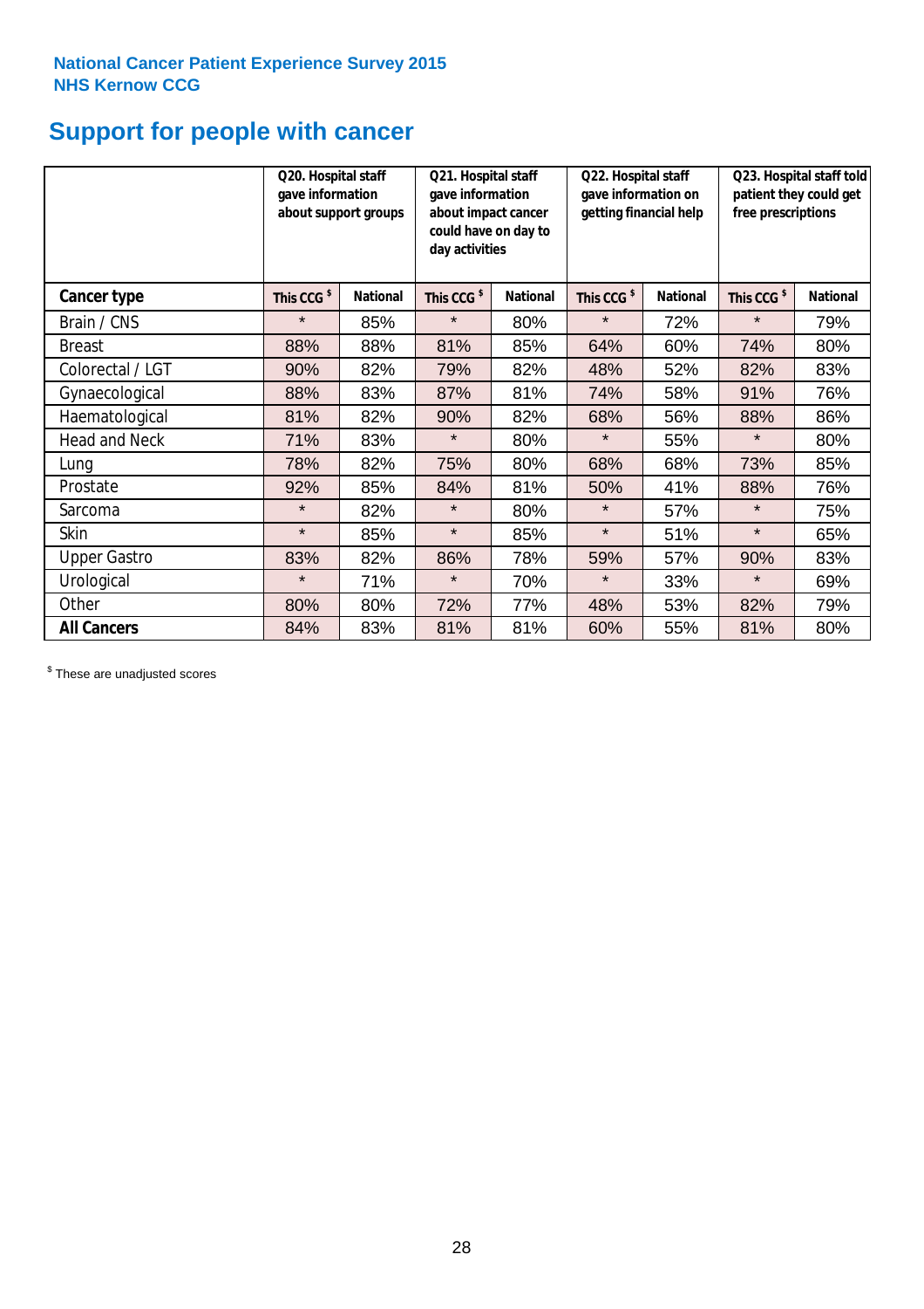**National Cancer Patient Experience Survey 2015**
**NHS Kernow CCG**

# Support for people with cancer

| | Q20. Hospital staff gave information about support groups | | Q21. Hospital staff gave information about impact cancer could have on day to day activities | | Q22. Hospital staff gave information on getting financial help | | Q23. Hospital staff told patient they could get free prescriptions | |
|---|---|---|---|---|---|---|---|---|
| **Cancer type** | **This CCG $** | **National** | **This CCG $** | **National** | **This CCG $** | **National** | **This CCG $** | **National** |
| Brain / CNS | * | 85% | * | 80% | * | 72% | * | 79% |
| Breast | 88% | 88% | 81% | 85% | 64% | 60% | 74% | 80% |
| Colorectal / LGT | 90% | 82% | 79% | 82% | 48% | 52% | 82% | 83% |
| Gynaecological | 88% | 83% | 87% | 81% | 74% | 58% | 91% | 76% |
| Haematological | 81% | 82% | 90% | 82% | 68% | 56% | 88% | 86% |
| Head and Neck | 71% | 83% | * | 80% | * | 55% | * | 80% |
| Lung | 78% | 82% | 75% | 80% | 68% | 68% | 73% | 85% |
| Prostate | 92% | 85% | 84% | 81% | 50% | 41% | 88% | 76% |
| Sarcoma | * | 82% | * | 80% | * | 57% | * | 75% |
| Skin | * | 85% | * | 85% | * | 51% | * | 65% |
| Upper Gastro | 83% | 82% | 86% | 78% | 59% | 57% | 90% | 83% |
| Urological | * | 71% | * | 70% | * | 33% | * | 69% |
| Other | 80% | 80% | 72% | 77% | 48% | 53% | 82% | 79% |
| **All Cancers** | 84% | 83% | 81% | 81% | 60% | 55% | 81% | 80% |

$ These are unadjusted scores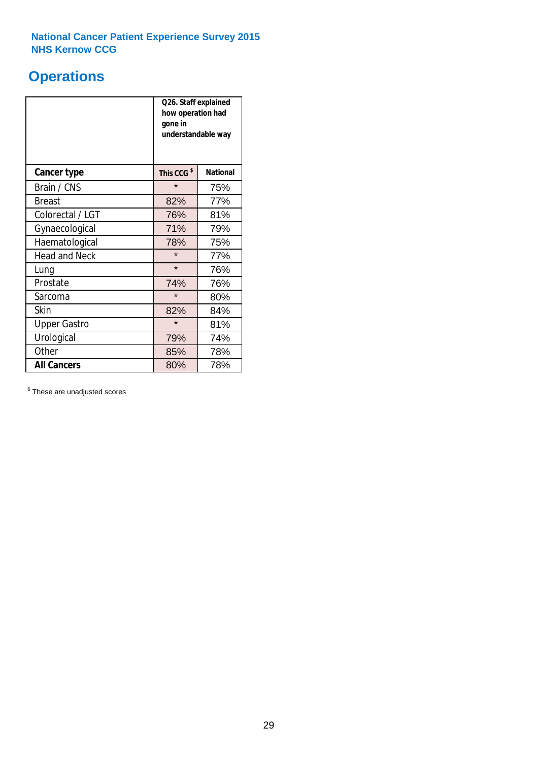**National Cancer Patient Experience Survey 2015**
**NHS Kernow CCG**

# Operations

| | Q26. Staff explained how operation had gone in understandable way | |
|---|---|---|
| **Cancer type** | **This CCG** [$] | **National** |
| Brain / CNS | * | 75% |
| Breast | 82% | 77% |
| Colorectal / LGT | 76% | 81% |
| Gynaecological | 71% | 79% |
| Haematological | 78% | 75% |
| Head and Neck | * | 77% |
| Lung | * | 76% |
| Prostate | 74% | 76% |
| Sarcoma | * | 80% |
| Skin | 82% | 84% |
| Upper Gastro | * | 81% |
| Urological | 79% | 74% |
| Other | 85% | 78% |
| **All Cancers** | 80% | 78% |

[$] These are unadjusted scores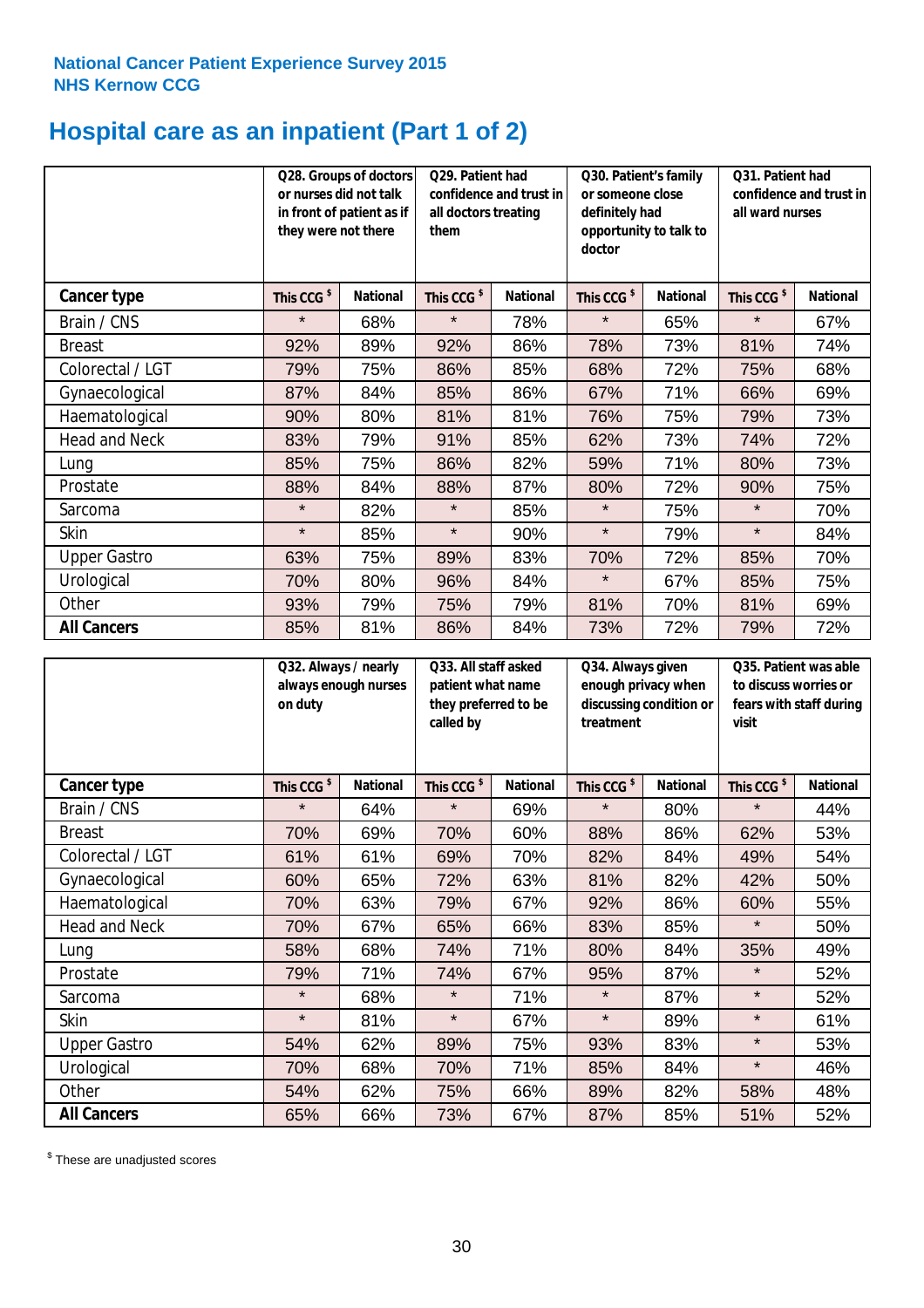**National Cancer Patient Experience Survey 2015**
**NHS Kernow CCG**

# Hospital care as an inpatient (Part 1 of 2)

| | Q28. Groups of doctors or nurses did not talk in front of patient as if they were not there | | Q29. Patient had confidence and trust in all doctors treating them | | Q30. Patient's family or someone close definitely had opportunity to talk to doctor | | Q31. Patient had confidence and trust in all ward nurses | |
|---|---|---|---|---|---|---|---|---|
| **Cancer type** | This CCG $ | National | This CCG $ | National | This CCG $ | National | This CCG $ | National |
| Brain / CNS | * | 68% | * | 78% | * | 65% | * | 67% |
| Breast | 92% | 89% | 92% | 86% | 78% | 73% | 81% | 74% |
| Colorectal / LGT | 79% | 75% | 86% | 85% | 68% | 72% | 75% | 68% |
| Gynaecological | 87% | 84% | 85% | 86% | 67% | 71% | 66% | 69% |
| Haematological | 90% | 80% | 81% | 81% | 76% | 75% | 79% | 73% |
| Head and Neck | 83% | 79% | 91% | 85% | 62% | 73% | 74% | 72% |
| Lung | 85% | 75% | 86% | 82% | 59% | 71% | 80% | 73% |
| Prostate | 88% | 84% | 88% | 87% | 80% | 72% | 90% | 75% |
| Sarcoma | * | 82% | * | 85% | * | 75% | * | 70% |
| Skin | * | 85% | * | 90% | * | 79% | * | 84% |
| Upper Gastro | 63% | 75% | 89% | 83% | 70% | 72% | 85% | 70% |
| Urological | 70% | 80% | 96% | 84% | * | 67% | 85% | 75% |
| Other | 93% | 79% | 75% | 79% | 81% | 70% | 81% | 69% |
| **All Cancers** | 85% | 81% | 86% | 84% | 73% | 72% | 79% | 72% |

| | Q32. Always / nearly always enough nurses on duty | | Q33. All staff asked patient what name they preferred to be called by | | Q34. Always given enough privacy when discussing condition or treatment | | Q35. Patient was able to discuss worries or fears with staff during visit | |
|---|---|---|---|---|---|---|---|---|
| **Cancer type** | This CCG $ | National | This CCG $ | National | This CCG $ | National | This CCG $ | National |
| Brain / CNS | * | 64% | * | 69% | * | 80% | * | 44% |
| Breast | 70% | 69% | 70% | 60% | 88% | 86% | 62% | 53% |
| Colorectal / LGT | 61% | 61% | 69% | 70% | 82% | 84% | 49% | 54% |
| Gynaecological | 60% | 65% | 72% | 63% | 81% | 82% | 42% | 50% |
| Haematological | 70% | 63% | 79% | 67% | 92% | 86% | 60% | 55% |
| Head and Neck | 70% | 67% | 65% | 66% | 83% | 85% | * | 50% |
| Lung | 58% | 68% | 74% | 71% | 80% | 84% | 35% | 49% |
| Prostate | 79% | 71% | 74% | 67% | 95% | 87% | * | 52% |
| Sarcoma | * | 68% | * | 71% | * | 87% | * | 52% |
| Skin | * | 81% | * | 67% | * | 89% | * | 61% |
| Upper Gastro | 54% | 62% | 89% | 75% | 93% | 83% | * | 53% |
| Urological | 70% | 68% | 70% | 71% | 85% | 84% | * | 46% |
| Other | 54% | 62% | 75% | 66% | 89% | 82% | 58% | 48% |
| **All Cancers** | 65% | 66% | 73% | 67% | 87% | 85% | 51% | 52% |

$ These are unadjusted scores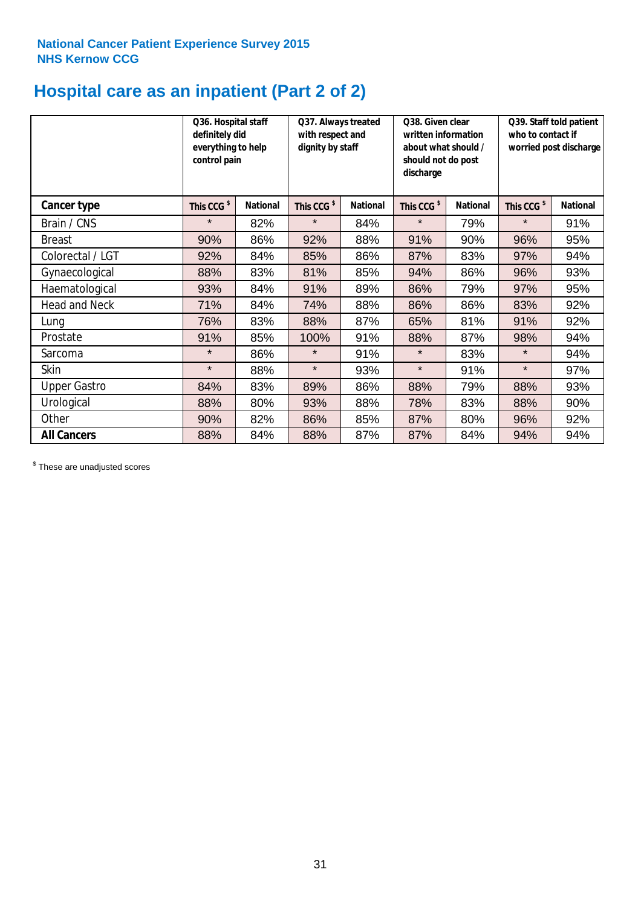**National Cancer Patient Experience Survey 2015**
**NHS Kernow CCG**

# Hospital care as an inpatient (Part 2 of 2)

| | Q36. Hospital staff definitely did everything to help control pain | | Q37. Always treated with respect and dignity by staff | | Q38. Given clear written information about what should / should not do post discharge | | Q39. Staff told patient who to contact if worried post discharge | |
|---|---|---|---|---|---|---|---|---|
| **Cancer type** | **This CCG $** | **National** | **This CCG $** | **National** | **This CCG $** | **National** | **This CCG $** | **National** |
| Brain / CNS | * | 82% | * | 84% | * | 79% | * | 91% |
| Breast | 90% | 86% | 92% | 88% | 91% | 90% | 96% | 95% |
| Colorectal / LGT | 92% | 84% | 85% | 86% | 87% | 83% | 97% | 94% |
| Gynaecological | 88% | 83% | 81% | 85% | 94% | 86% | 96% | 93% |
| Haematological | 93% | 84% | 91% | 89% | 86% | 79% | 97% | 95% |
| Head and Neck | 71% | 84% | 74% | 88% | 86% | 86% | 83% | 92% |
| Lung | 76% | 83% | 88% | 87% | 65% | 81% | 91% | 92% |
| Prostate | 91% | 85% | 100% | 91% | 88% | 87% | 98% | 94% |
| Sarcoma | * | 86% | * | 91% | * | 83% | * | 94% |
| Skin | * | 88% | * | 93% | * | 91% | * | 97% |
| Upper Gastro | 84% | 83% | 89% | 86% | 88% | 79% | 88% | 93% |
| Urological | 88% | 80% | 93% | 88% | 78% | 83% | 88% | 90% |
| Other | 90% | 82% | 86% | 85% | 87% | 80% | 96% | 92% |
| **All Cancers** | 88% | 84% | 88% | 87% | 87% | 84% | 94% | 94% |

$ These are unadjusted scores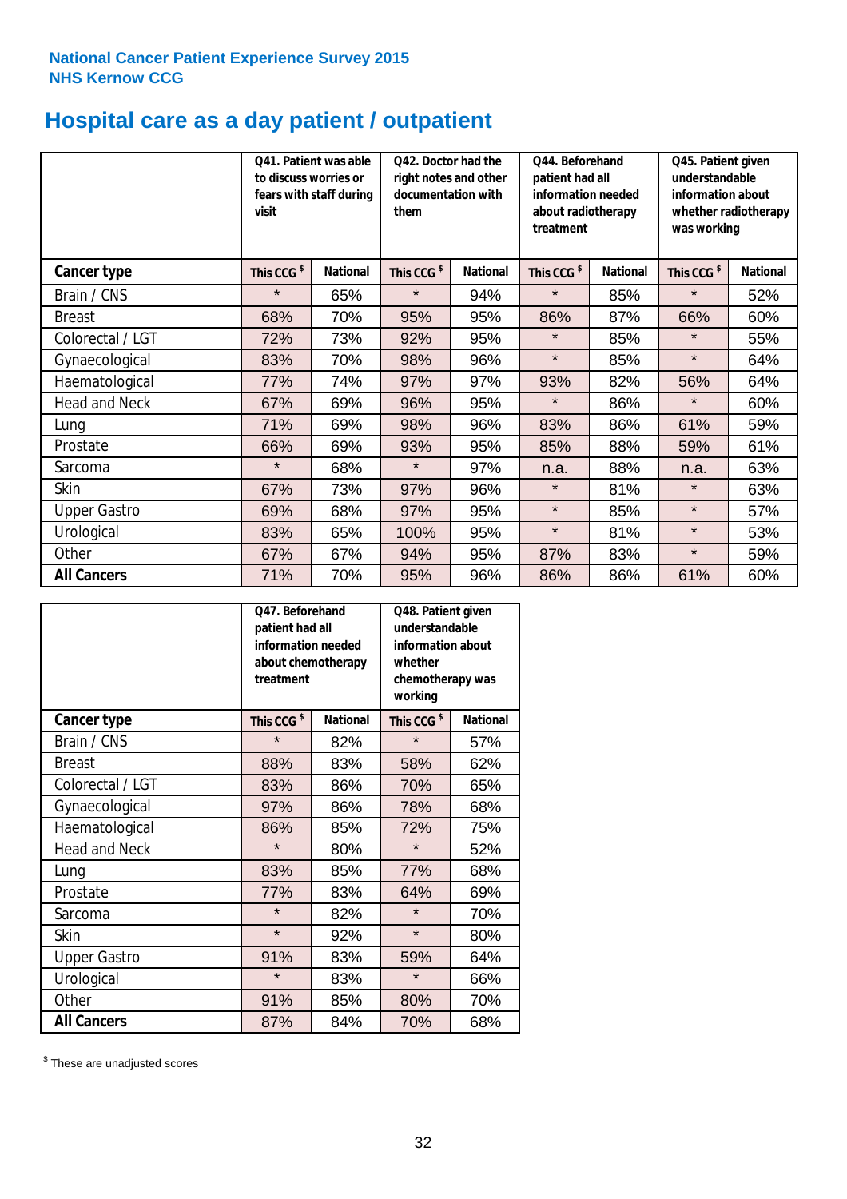National Cancer Patient Experience Survey 2015
NHS Kernow CCG

# Hospital care as a day patient / outpatient

| | Q41. Patient was able to discuss worries or fears with staff during visit | | Q42. Doctor had the right notes and other documentation with them | | Q44. Beforehand patient had all information needed about radiotherapy treatment | | Q45. Patient given understandable information about whether radiotherapy was working | |
|---|---|---|---|---|---|---|---|---|
| **Cancer type** | This CCG $ | National | This CCG $ | National | This CCG $ | National | This CCG $ | National |
| Brain / CNS | * | 65% | * | 94% | * | 85% | * | 52% |
| Breast | 68% | 70% | 95% | 95% | 86% | 87% | 66% | 60% |
| Colorectal / LGT | 72% | 73% | 92% | 95% | * | 85% | * | 55% |
| Gynaecological | 83% | 70% | 98% | 96% | * | 85% | * | 64% |
| Haematological | 77% | 74% | 97% | 97% | 93% | 82% | 56% | 64% |
| Head and Neck | 67% | 69% | 96% | 95% | * | 86% | * | 60% |
| Lung | 71% | 69% | 98% | 96% | 83% | 86% | 61% | 59% |
| Prostate | 66% | 69% | 93% | 95% | 85% | 88% | 59% | 61% |
| Sarcoma | * | 68% | * | 97% | n.a. | 88% | n.a. | 63% |
| Skin | 67% | 73% | 97% | 96% | * | 81% | * | 63% |
| Upper Gastro | 69% | 68% | 97% | 95% | * | 85% | * | 57% |
| Urological | 83% | 65% | 100% | 95% | * | 81% | * | 53% |
| Other | 67% | 67% | 94% | 95% | 87% | 83% | * | 59% |
| **All Cancers** | 71% | 70% | 95% | 96% | 86% | 86% | 61% | 60% |

| | Q47. Beforehand patient had all information needed about chemotherapy treatment | | Q48. Patient given understandable information about whether chemotherapy was working | |
|---|---|---|---|---|
| **Cancer type** | This CCG $ | National | This CCG $ | National |
| Brain / CNS | * | 82% | * | 57% |
| Breast | 88% | 83% | 58% | 62% |
| Colorectal / LGT | 83% | 86% | 70% | 65% |
| Gynaecological | 97% | 86% | 78% | 68% |
| Haematological | 86% | 85% | 72% | 75% |
| Head and Neck | * | 80% | * | 52% |
| Lung | 83% | 85% | 77% | 68% |
| Prostate | 77% | 83% | 64% | 69% |
| Sarcoma | * | 82% | * | 70% |
| Skin | * | 92% | * | 80% |
| Upper Gastro | 91% | 83% | 59% | 64% |
| Urological | * | 83% | * | 66% |
| Other | 91% | 85% | 80% | 70% |
| **All Cancers** | 87% | 84% | 70% | 68% |

$ These are unadjusted scores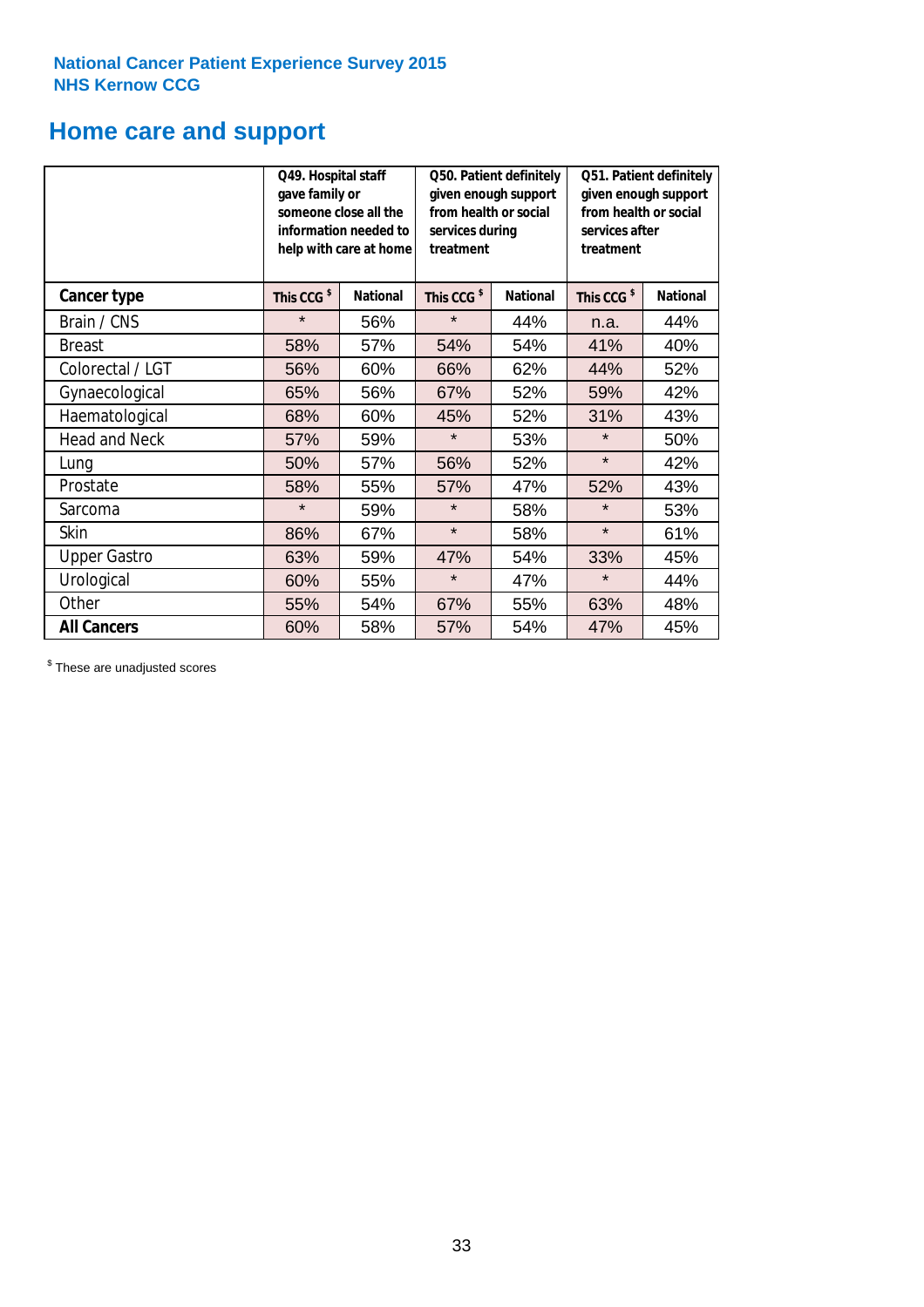National Cancer Patient Experience Survey 2015
NHS Kernow CCG

# Home care and support

| | Q49. Hospital staff gave family or someone close all the information needed to help with care at home | | Q50. Patient definitely given enough support from health or social services during treatment | | Q51. Patient definitely given enough support from health or social services after treatment | |
|---|---|---|---|---|---|---|
| **Cancer type** | This CCG $ | National | This CCG $ | National | This CCG $ | National |
| Brain / CNS | * | 56% | * | 44% | n.a. | 44% |
| Breast | 58% | 57% | 54% | 54% | 41% | 40% |
| Colorectal / LGT | 56% | 60% | 66% | 62% | 44% | 52% |
| Gynaecological | 65% | 56% | 67% | 52% | 59% | 42% |
| Haematological | 68% | 60% | 45% | 52% | 31% | 43% |
| Head and Neck | 57% | 59% | * | 53% | * | 50% |
| Lung | 50% | 57% | 56% | 52% | * | 42% |
| Prostate | 58% | 55% | 57% | 47% | 52% | 43% |
| Sarcoma | * | 59% | * | 58% | * | 53% |
| Skin | 86% | 67% | * | 58% | * | 61% |
| Upper Gastro | 63% | 59% | 47% | 54% | 33% | 45% |
| Urological | 60% | 55% | * | 47% | * | 44% |
| Other | 55% | 54% | 67% | 55% | 63% | 48% |
| **All Cancers** | 60% | 58% | 57% | 54% | 47% | 45% |

$ These are unadjusted scores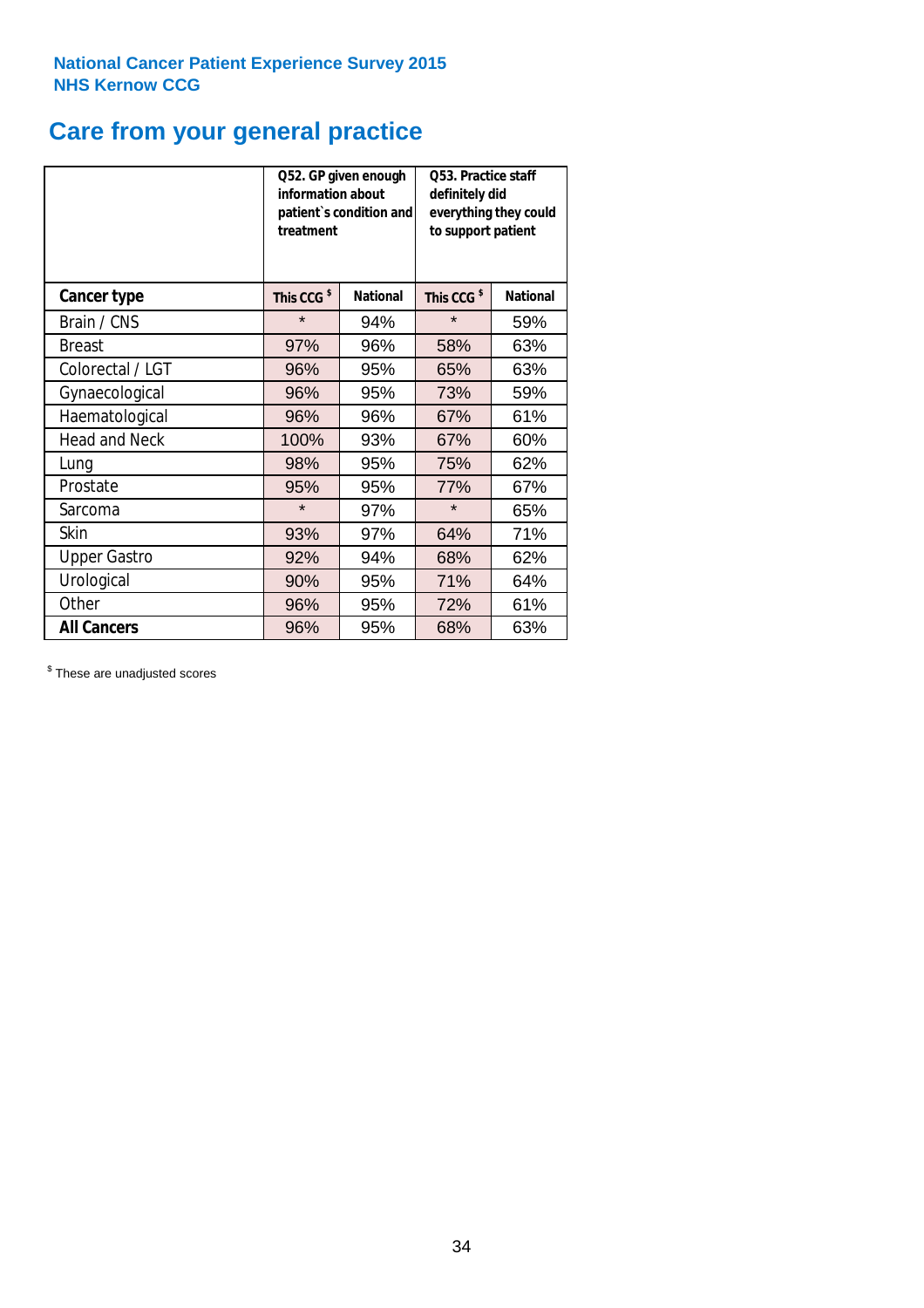**National Cancer Patient Experience Survey 2015**
**NHS Kernow CCG**

# Care from your general practice

| | Q52. GP given enough information about patient`s condition and treatment | | Q53. Practice staff definitely did everything they could to support patient | |
|---|---|---|---|---|
| **Cancer type** | **This CCG $** | **National** | **This CCG $** | **National** |
| Brain / CNS | * | 94% | * | 59% |
| Breast | 97% | 96% | 58% | 63% |
| Colorectal / LGT | 96% | 95% | 65% | 63% |
| Gynaecological | 96% | 95% | 73% | 59% |
| Haematological | 96% | 96% | 67% | 61% |
| Head and Neck | 100% | 93% | 67% | 60% |
| Lung | 98% | 95% | 75% | 62% |
| Prostate | 95% | 95% | 77% | 67% |
| Sarcoma | * | 97% | * | 65% |
| Skin | 93% | 97% | 64% | 71% |
| Upper Gastro | 92% | 94% | 68% | 62% |
| Urological | 90% | 95% | 71% | 64% |
| Other | 96% | 95% | 72% | 61% |
| **All Cancers** | 96% | 95% | 68% | 63% |

$ These are unadjusted scores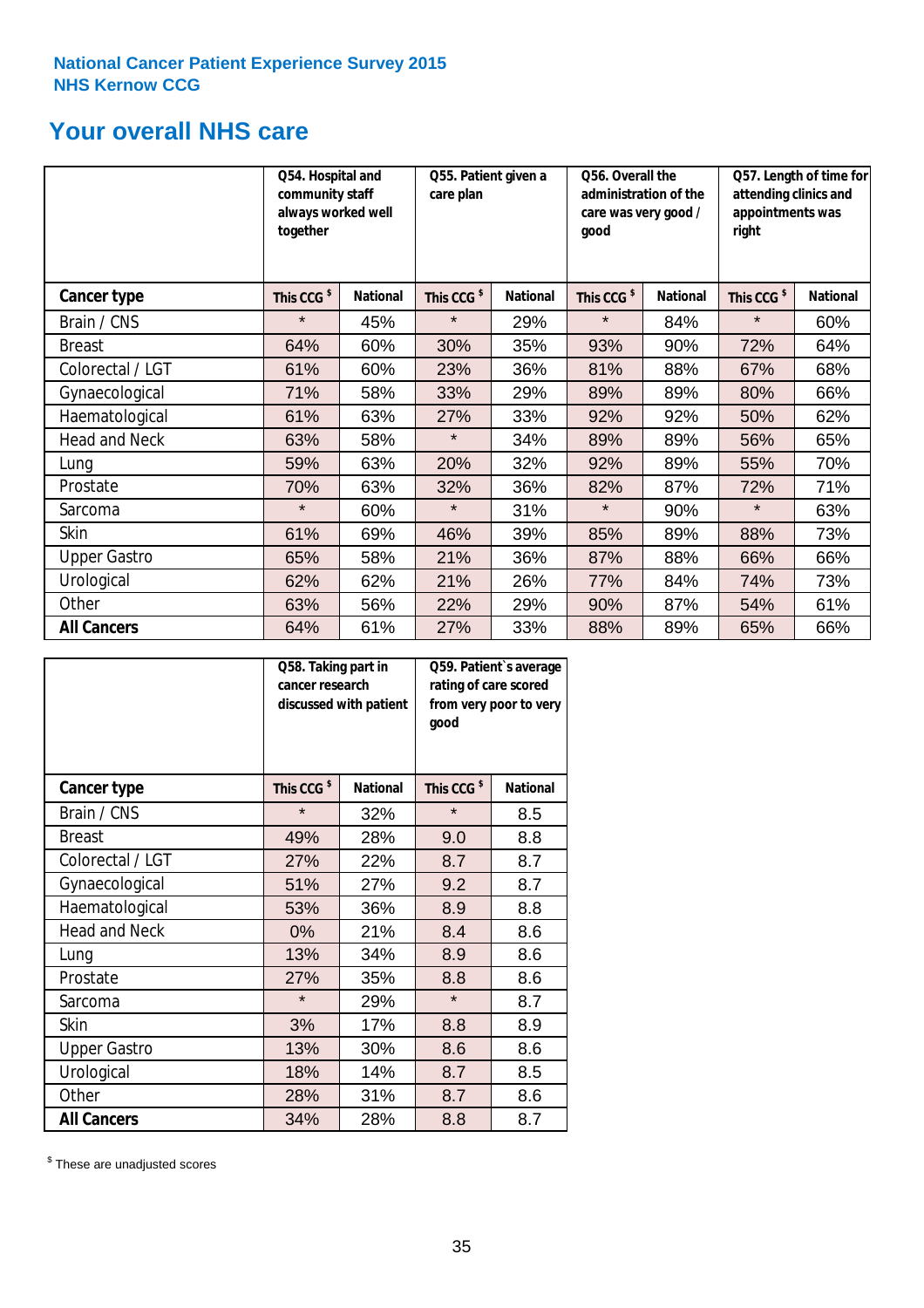**National Cancer Patient Experience Survey 2015**
**NHS Kernow CCG**

# Your overall NHS care

| | Q54. Hospital and community staff always worked well together | | Q55. Patient given a care plan | | Q56. Overall the administration of the care was very good / good | | Q57. Length of time for attending clinics and appointments was right | |
|---|---|---|---|---|---|---|---|---|
| **Cancer type** | **This CCG $** | **National** | **This CCG $** | **National** | **This CCG $** | **National** | **This CCG $** | **National** |
| Brain / CNS | * | 45% | * | 29% | * | 84% | * | 60% |
| Breast | 64% | 60% | 30% | 35% | 93% | 90% | 72% | 64% |
| Colorectal / LGT | 61% | 60% | 23% | 36% | 81% | 88% | 67% | 68% |
| Gynaecological | 71% | 58% | 33% | 29% | 89% | 89% | 80% | 66% |
| Haematological | 61% | 63% | 27% | 33% | 92% | 92% | 50% | 62% |
| Head and Neck | 63% | 58% | * | 34% | 89% | 89% | 56% | 65% |
| Lung | 59% | 63% | 20% | 32% | 92% | 89% | 55% | 70% |
| Prostate | 70% | 63% | 32% | 36% | 82% | 87% | 72% | 71% |
| Sarcoma | * | 60% | * | 31% | * | 90% | * | 63% |
| Skin | 61% | 69% | 46% | 39% | 85% | 89% | 88% | 73% |
| Upper Gastro | 65% | 58% | 21% | 36% | 87% | 88% | 66% | 66% |
| Urological | 62% | 62% | 21% | 26% | 77% | 84% | 74% | 73% |
| Other | 63% | 56% | 22% | 29% | 90% | 87% | 54% | 61% |
| **All Cancers** | 64% | 61% | 27% | 33% | 88% | 89% | 65% | 66% |

| | Q58. Taking part in cancer research discussed with patient | | Q59. Patient`s average rating of care scored from very poor to very good | |
|---|---|---|---|---|
| **Cancer type** | **This CCG $** | **National** | **This CCG $** | **National** |
| Brain / CNS | * | 32% | * | 8.5 |
| Breast | 49% | 28% | 9.0 | 8.8 |
| Colorectal / LGT | 27% | 22% | 8.7 | 8.7 |
| Gynaecological | 51% | 27% | 9.2 | 8.7 |
| Haematological | 53% | 36% | 8.9 | 8.8 |
| Head and Neck | 0% | 21% | 8.4 | 8.6 |
| Lung | 13% | 34% | 8.9 | 8.6 |
| Prostate | 27% | 35% | 8.8 | 8.6 |
| Sarcoma | * | 29% | * | 8.7 |
| Skin | 3% | 17% | 8.8 | 8.9 |
| Upper Gastro | 13% | 30% | 8.6 | 8.6 |
| Urological | 18% | 14% | 8.7 | 8.5 |
| Other | 28% | 31% | 8.7 | 8.6 |
| **All Cancers** | 34% | 28% | 8.8 | 8.7 |

$ These are unadjusted scores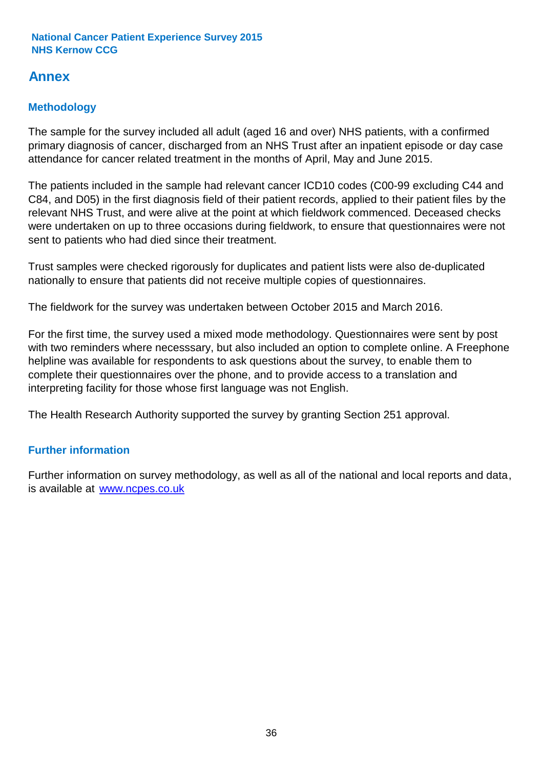# Annex

## Methodology

The sample for the survey included all adult (aged 16 and over) NHS patients, with a confirmed primary diagnosis of cancer, discharged from an NHS Trust after an inpatient episode or day case attendance for cancer related treatment in the months of April, May and June 2015.

The patients included in the sample had relevant cancer ICD10 codes (C00-99 excluding C44 and C84, and D05) in the first diagnosis field of their patient records, applied to their patient files by the relevant NHS Trust, and were alive at the point at which fieldwork commenced. Deceased checks were undertaken on up to three occasions during fieldwork, to ensure that questionnaires were not sent to patients who had died since their treatment.

Trust samples were checked rigorously for duplicates and patient lists were also de-duplicated nationally to ensure that patients did not receive multiple copies of questionnaires.

The fieldwork for the survey was undertaken between October 2015 and March 2016.

For the first time, the survey used a mixed mode methodology. Questionnaires were sent by post with two reminders where necesssary, but also included an option to complete online. A Freephone helpline was available for respondents to ask questions about the survey, to enable them to complete their questionnaires over the phone, and to provide access to a translation and interpreting facility for those whose first language was not English.

The Health Research Authority supported the survey by granting Section 251 approval.

## Further information

Further information on survey methodology, as well as all of the national and local reports and data, is available at [www.ncpes.co.uk](http://www.ncpes.co.uk)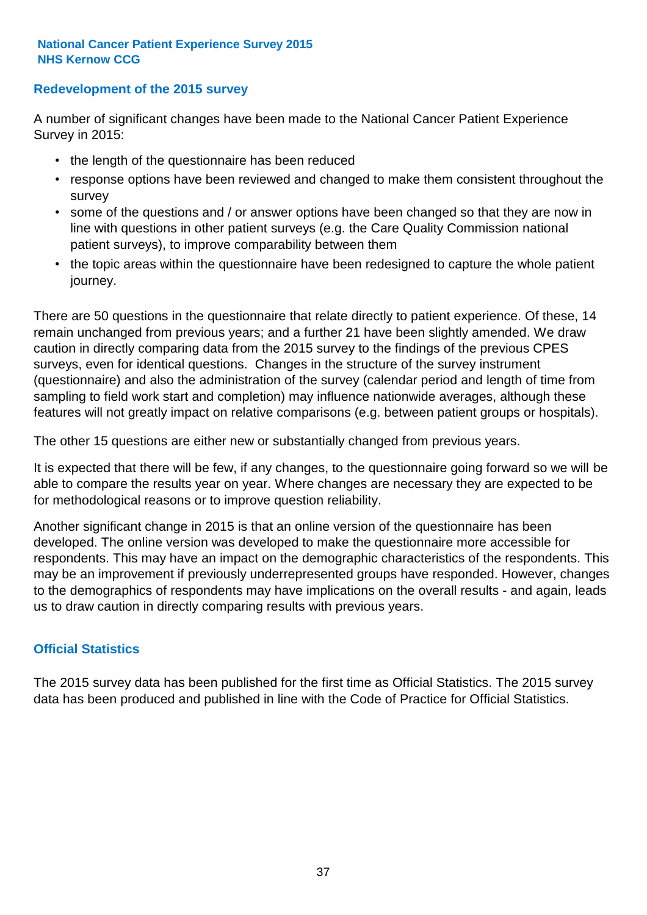## Redevelopment of the 2015 survey

A number of significant changes have been made to the National Cancer Patient Experience Survey in 2015:

- the length of the questionnaire has been reduced
- response options have been reviewed and changed to make them consistent throughout the survey
- some of the questions and / or answer options have been changed so that they are now in line with questions in other patient surveys (e.g. the Care Quality Commission national patient surveys), to improve comparability between them
- the topic areas within the questionnaire have been redesigned to capture the whole patient journey.

There are 50 questions in the questionnaire that relate directly to patient experience. Of these, 14 remain unchanged from previous years; and a further 21 have been slightly amended. We draw caution in directly comparing data from the 2015 survey to the findings of the previous CPES surveys, even for identical questions. Changes in the structure of the survey instrument (questionnaire) and also the administration of the survey (calendar period and length of time from sampling to field work start and completion) may influence nationwide averages, although these features will not greatly impact on relative comparisons (e.g. between patient groups or hospitals).

The other 15 questions are either new or substantially changed from previous years.

It is expected that there will be few, if any changes, to the questionnaire going forward so we will be able to compare the results year on year. Where changes are necessary they are expected to be for methodological reasons or to improve question reliability.

Another significant change in 2015 is that an online version of the questionnaire has been developed. The online version was developed to make the questionnaire more accessible for respondents. This may have an impact on the demographic characteristics of the respondents. This may be an improvement if previously underrepresented groups have responded. However, changes to the demographics of respondents may have implications on the overall results - and again, leads us to draw caution in directly comparing results with previous years.

## Official Statistics

The 2015 survey data has been published for the first time as Official Statistics. The 2015 survey data has been produced and published in line with the Code of Practice for Official Statistics.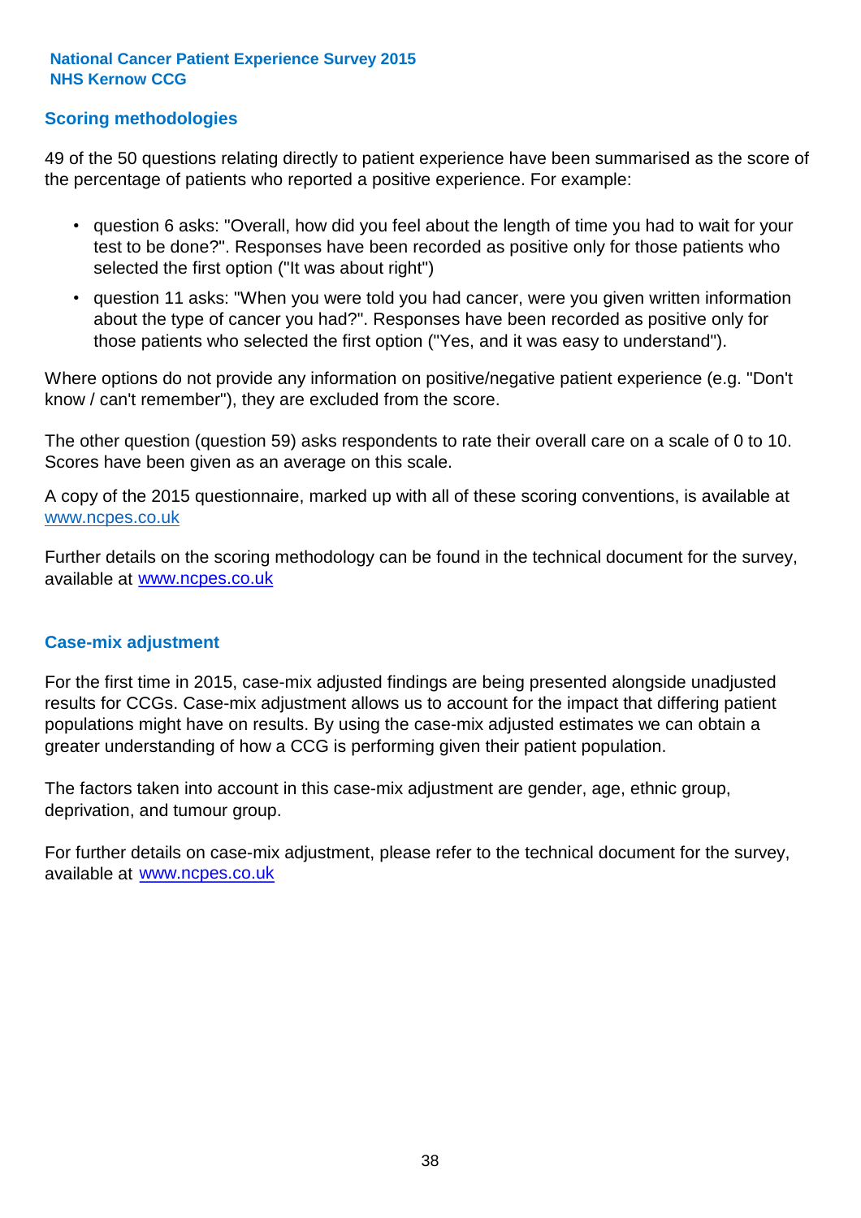## Scoring methodologies

49 of the 50 questions relating directly to patient experience have been summarised as the score of the percentage of patients who reported a positive experience. For example:

- question 6 asks: "Overall, how did you feel about the length of time you had to wait for your test to be done?". Responses have been recorded as positive only for those patients who selected the first option ("It was about right")
- question 11 asks: "When you were told you had cancer, were you given written information about the type of cancer you had?". Responses have been recorded as positive only for those patients who selected the first option ("Yes, and it was easy to understand").

Where options do not provide any information on positive/negative patient experience (e.g. "Don't know / can't remember"), they are excluded from the score.

The other question (question 59) asks respondents to rate their overall care on a scale of 0 to 10. Scores have been given as an average on this scale.

A copy of the 2015 questionnaire, marked up with all of these scoring conventions, is available at www.ncpes.co.uk

Further details on the scoring methodology can be found in the technical document for the survey, available at www.ncpes.co.uk

## Case-mix adjustment

For the first time in 2015, case-mix adjusted findings are being presented alongside unadjusted results for CCGs. Case-mix adjustment allows us to account for the impact that differing patient populations might have on results. By using the case-mix adjusted estimates we can obtain a greater understanding of how a CCG is performing given their patient population.

The factors taken into account in this case-mix adjustment are gender, age, ethnic group, deprivation, and tumour group.

For further details on case-mix adjustment, please refer to the technical document for the survey, available at www.ncpes.co.uk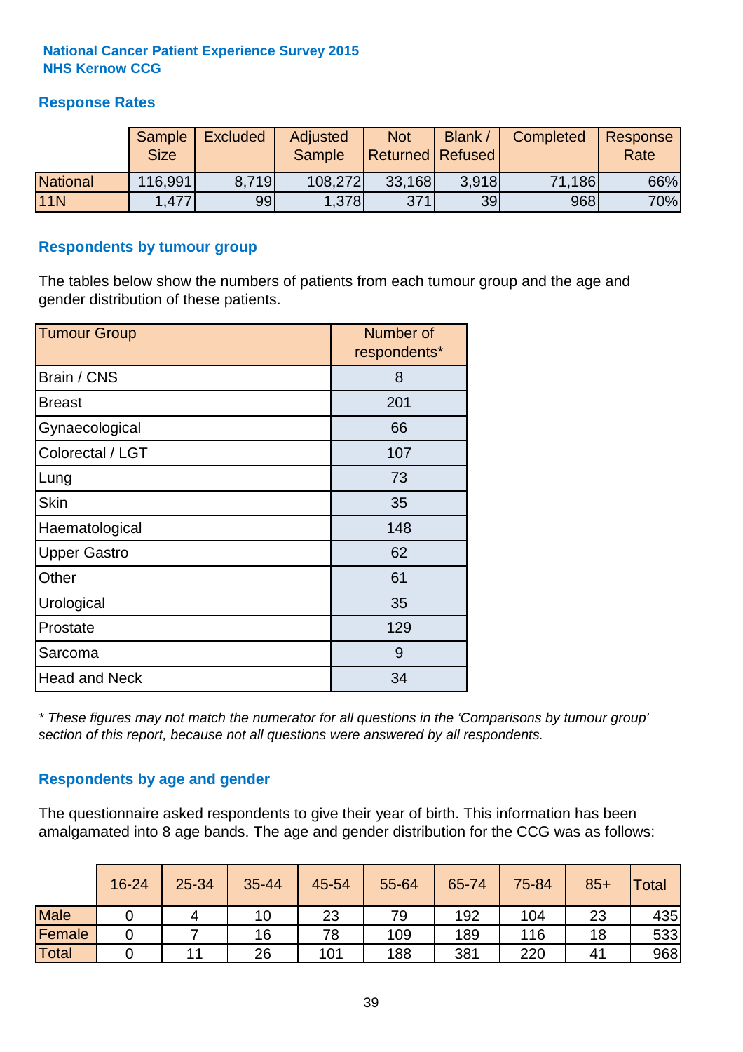**National Cancer Patient Experience Survey 2015**
**NHS Kernow CCG**

## Response Rates

| | Sample Size | Excluded | Adjusted Sample | Not Returned | Blank / Refused | Completed | Response Rate |
|---|---|---|---|---|---|---|---|
| National | 116,991 | 8,719 | 108,272 | 33,168 | 3,918 | 71,186 | 66% |
| 11N | 1,477 | 99 | 1,378 | 371 | 39 | 968 | 70% |

## Respondents by tumour group

The tables below show the numbers of patients from each tumour group and the age and gender distribution of these patients.

| Tumour Group | Number of respondents* |
|---|---|
| Brain / CNS | 8 |
| Breast | 201 |
| Gynaecological | 66 |
| Colorectal / LGT | 107 |
| Lung | 73 |
| Skin | 35 |
| Haematological | 148 |
| Upper Gastro | 62 |
| Other | 61 |
| Urological | 35 |
| Prostate | 129 |
| Sarcoma | 9 |
| Head and Neck | 34 |

*\* These figures may not match the numerator for all questions in the 'Comparisons by tumour group' section of this report, because not all questions were answered by all respondents.*

## Respondents by age and gender

The questionnaire asked respondents to give their year of birth. This information has been amalgamated into 8 age bands. The age and gender distribution for the CCG was as follows:

| | 16-24 | 25-34 | 35-44 | 45-54 | 55-64 | 65-74 | 75-84 | 85+ | Total |
|---|---|---|---|---|---|---|---|---|---|
| Male | 0 | 4 | 10 | 23 | 79 | 192 | 104 | 23 | 435 |
| Female | 0 | 7 | 16 | 78 | 109 | 189 | 116 | 18 | 533 |
| Total | 0 | 11 | 26 | 101 | 188 | 381 | 220 | 41 | 968 |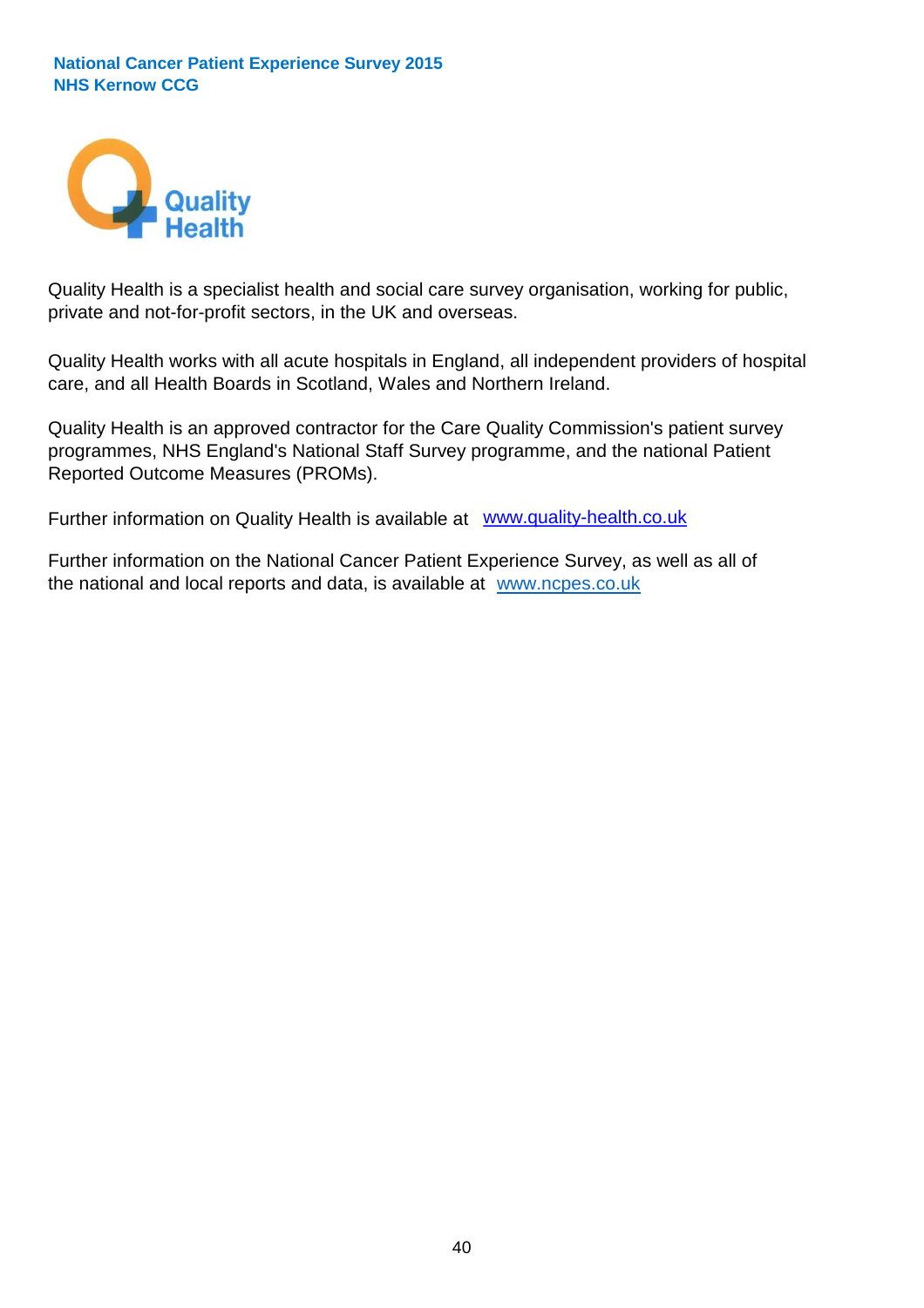Quality Health

Quality Health is a specialist health and social care survey organisation, working for public, private and not-for-profit sectors, in the UK and overseas.

Quality Health works with all acute hospitals in England, all independent providers of hospital care, and all Health Boards in Scotland, Wales and Northern Ireland.

Quality Health is an approved contractor for the Care Quality Commission's patient survey programmes, NHS England's National Staff Survey programme, and the national Patient Reported Outcome Measures (PROMs).

Further information on Quality Health is available at www.quality-health.co.uk

Further information on the National Cancer Patient Experience Survey, as well as all of the national and local reports and data, is available at www.ncpes.co.uk